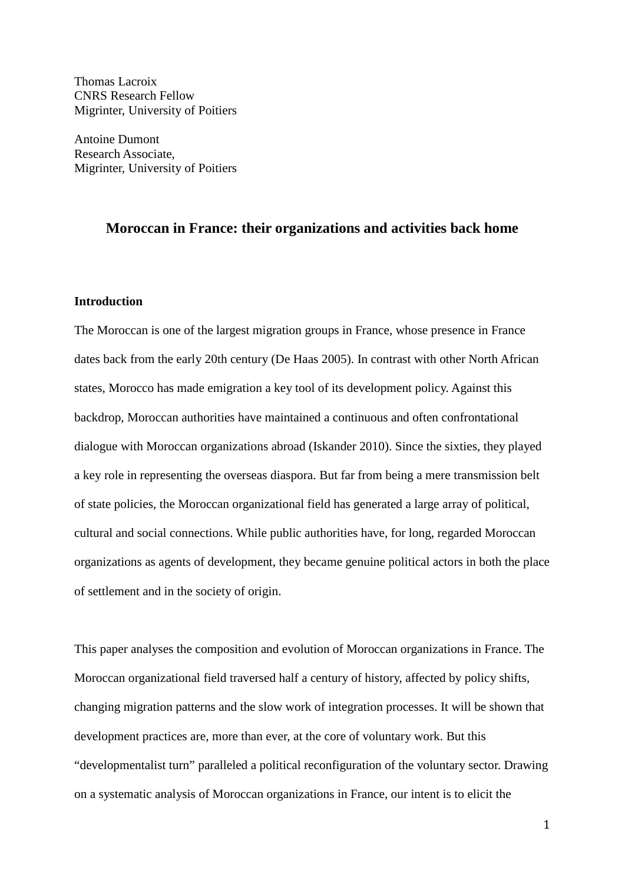Thomas Lacroix
CNRS Research Fellow
Migrinter, University of Poitiers

Antoine Dumont
Research Associate,
Migrinter, University of Poitiers

# Moroccan in France: their organizations and activities back home

## Introduction

The Moroccan is one of the largest migration groups in France, whose presence in France dates back from the early 20th century (De Haas 2005). In contrast with other North African states, Morocco has made emigration a key tool of its development policy. Against this backdrop, Moroccan authorities have maintained a continuous and often confrontational dialogue with Moroccan organizations abroad (Iskander 2010). Since the sixties, they played a key role in representing the overseas diaspora. But far from being a mere transmission belt of state policies, the Moroccan organizational field has generated a large array of political, cultural and social connections. While public authorities have, for long, regarded Moroccan organizations as agents of development, they became genuine political actors in both the place of settlement and in the society of origin.

This paper analyses the composition and evolution of Moroccan organizations in France. The Moroccan organizational field traversed half a century of history, affected by policy shifts, changing migration patterns and the slow work of integration processes. It will be shown that development practices are, more than ever, at the core of voluntary work. But this "developmentalist turn" paralleled a political reconfiguration of the voluntary sector. Drawing on a systematic analysis of Moroccan organizations in France, our intent is to elicit the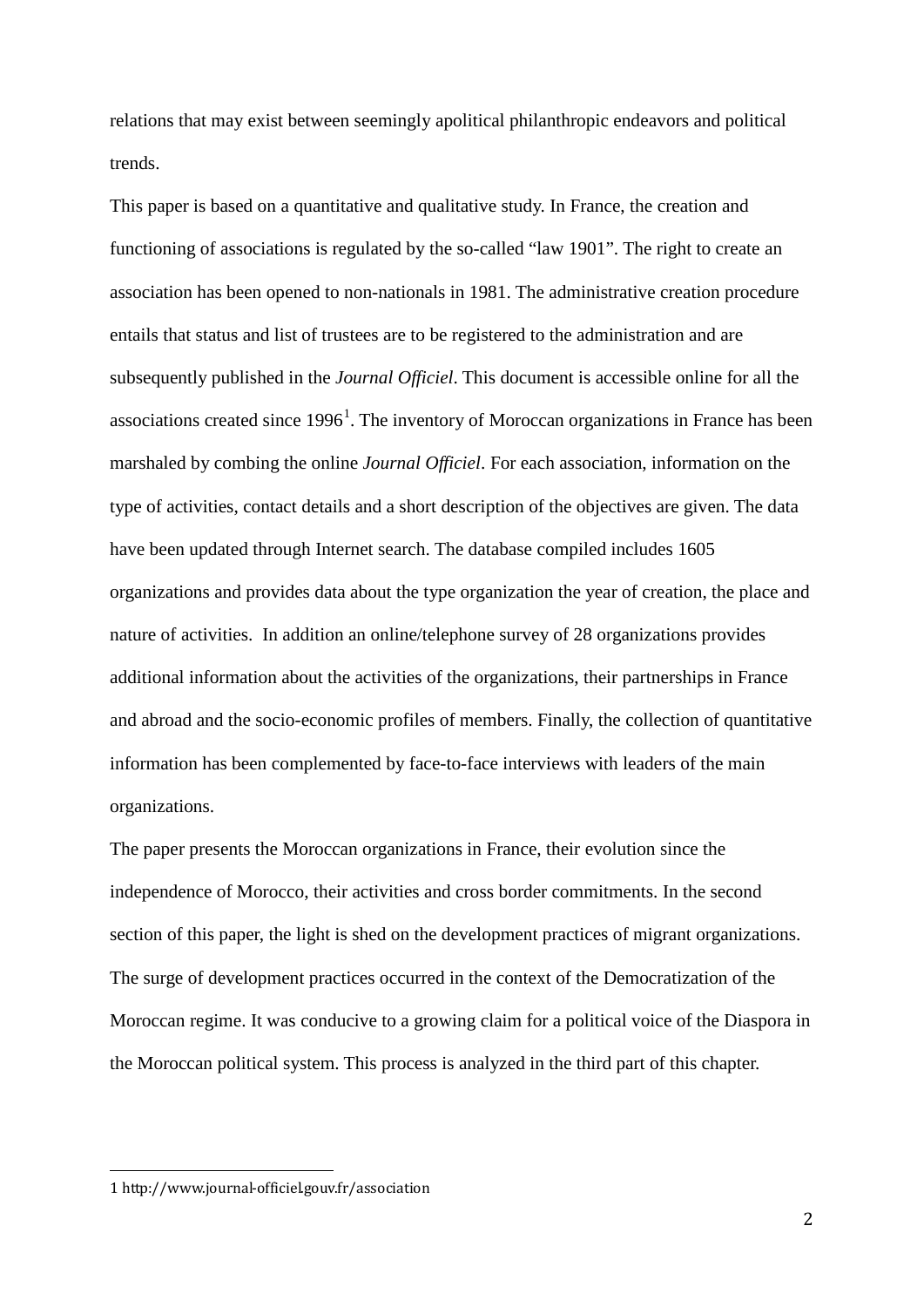relations that may exist between seemingly apolitical philanthropic endeavors and political trends.

This paper is based on a quantitative and qualitative study. In France, the creation and functioning of associations is regulated by the so-called "law 1901". The right to create an association has been opened to non-nationals in 1981. The administrative creation procedure entails that status and list of trustees are to be registered to the administration and are subsequently published in the *Journal Officiel*. This document is accessible online for all the associations created since 1996[1]. The inventory of Moroccan organizations in France has been marshaled by combing the online *Journal Officiel*. For each association, information on the type of activities, contact details and a short description of the objectives are given. The data have been updated through Internet search. The database compiled includes 1605 organizations and provides data about the type organization the year of creation, the place and nature of activities.  In addition an online/telephone survey of 28 organizations provides additional information about the activities of the organizations, their partnerships in France and abroad and the socio-economic profiles of members. Finally, the collection of quantitative information has been complemented by face-to-face interviews with leaders of the main organizations.

The paper presents the Moroccan organizations in France, their evolution since the independence of Morocco, their activities and cross border commitments. In the second section of this paper, the light is shed on the development practices of migrant organizations. The surge of development practices occurred in the context of the Democratization of the Moroccan regime. It was conducive to a growing claim for a political voice of the Diaspora in the Moroccan political system. This process is analyzed in the third part of this chapter.

---

1 http://www.journal-officiel.gouv.fr/association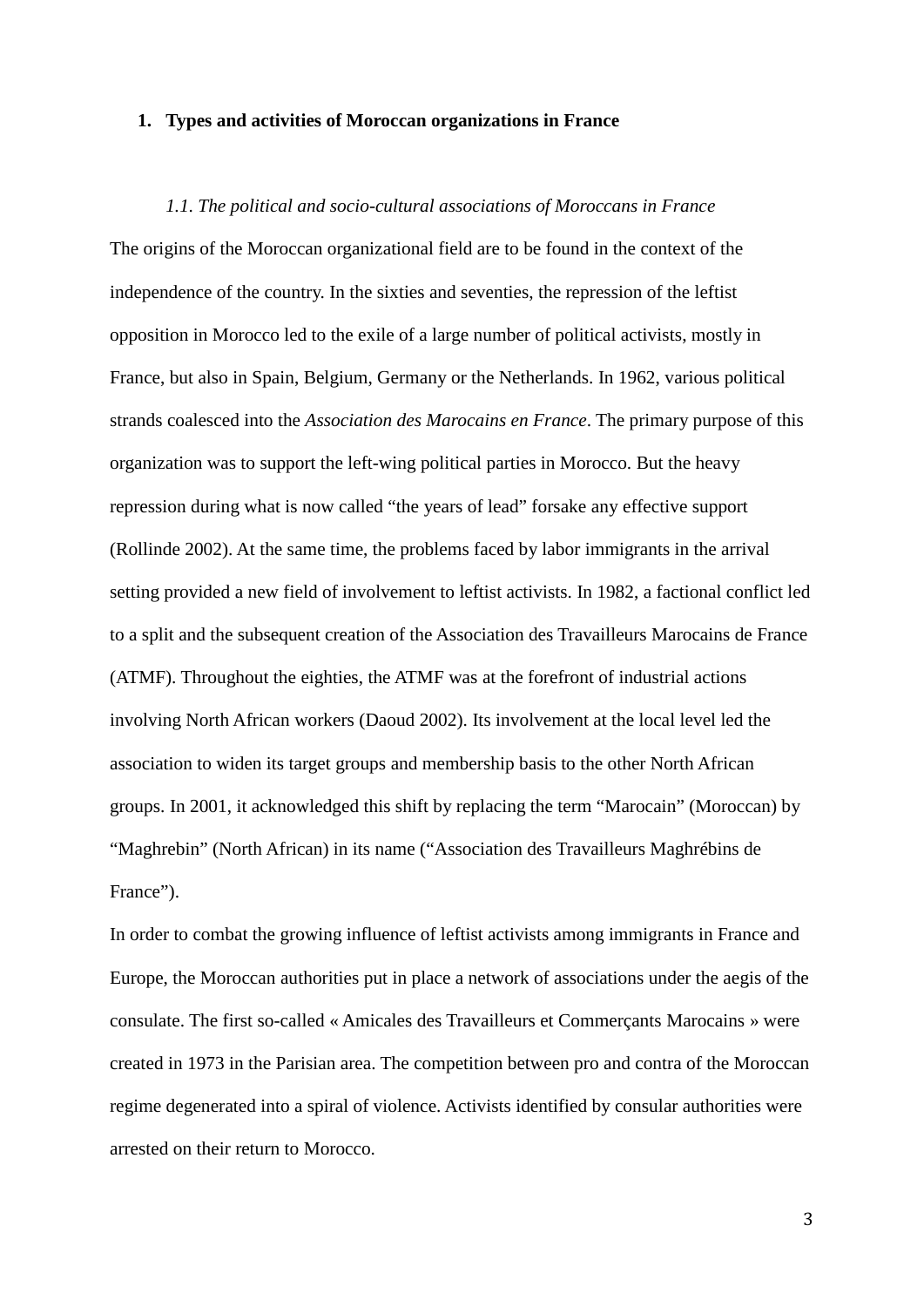## 1. Types and activities of Moroccan organizations in France

### *1.1. The political and socio-cultural associations of Moroccans in France*

The origins of the Moroccan organizational field are to be found in the context of the independence of the country. In the sixties and seventies, the repression of the leftist opposition in Morocco led to the exile of a large number of political activists, mostly in France, but also in Spain, Belgium, Germany or the Netherlands. In 1962, various political strands coalesced into the *Association des Marocains en France*. The primary purpose of this organization was to support the left-wing political parties in Morocco. But the heavy repression during what is now called "the years of lead" forsake any effective support (Rollinde 2002). At the same time, the problems faced by labor immigrants in the arrival setting provided a new field of involvement to leftist activists. In 1982, a factional conflict led to a split and the subsequent creation of the Association des Travailleurs Marocains de France (ATMF). Throughout the eighties, the ATMF was at the forefront of industrial actions involving North African workers (Daoud 2002). Its involvement at the local level led the association to widen its target groups and membership basis to the other North African groups. In 2001, it acknowledged this shift by replacing the term "Marocain" (Moroccan) by "Maghrebin" (North African) in its name ("Association des Travailleurs Maghrébins de France").

In order to combat the growing influence of leftist activists among immigrants in France and Europe, the Moroccan authorities put in place a network of associations under the aegis of the consulate. The first so-called « Amicales des Travailleurs et Commerçants Marocains » were created in 1973 in the Parisian area. The competition between pro and contra of the Moroccan regime degenerated into a spiral of violence. Activists identified by consular authorities were arrested on their return to Morocco.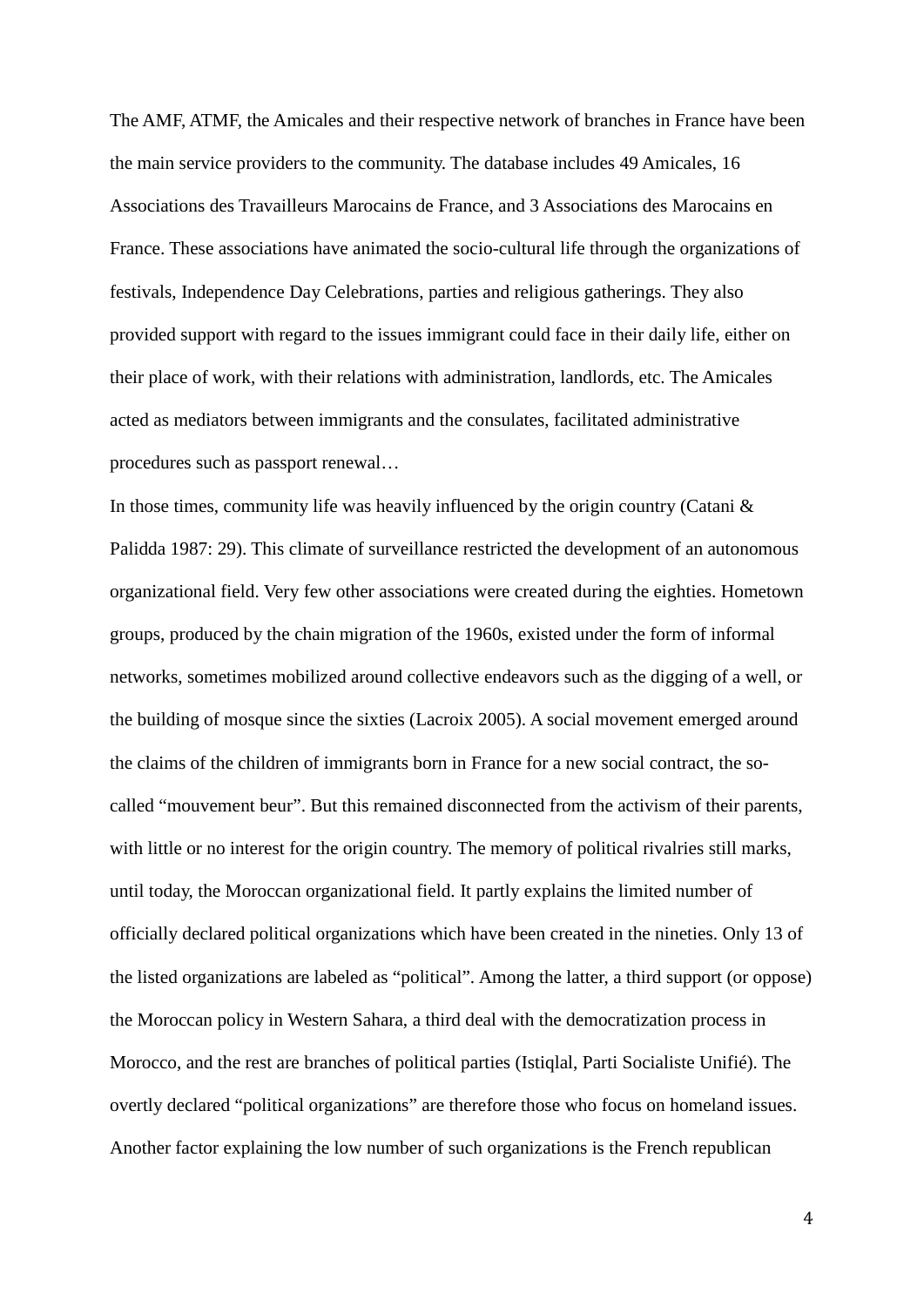The AMF, ATMF, the Amicales and their respective network of branches in France have been the main service providers to the community. The database includes 49 Amicales, 16 Associations des Travailleurs Marocains de France, and 3 Associations des Marocains en France. These associations have animated the socio-cultural life through the organizations of festivals, Independence Day Celebrations, parties and religious gatherings. They also provided support with regard to the issues immigrant could face in their daily life, either on their place of work, with their relations with administration, landlords, etc. The Amicales acted as mediators between immigrants and the consulates, facilitated administrative procedures such as passport renewal…

In those times, community life was heavily influenced by the origin country (Catani & Palidda 1987: 29). This climate of surveillance restricted the development of an autonomous organizational field. Very few other associations were created during the eighties. Hometown groups, produced by the chain migration of the 1960s, existed under the form of informal networks, sometimes mobilized around collective endeavors such as the digging of a well, or the building of mosque since the sixties (Lacroix 2005). A social movement emerged around the claims of the children of immigrants born in France for a new social contract, the so-called “mouvement beur”. But this remained disconnected from the activism of their parents, with little or no interest for the origin country. The memory of political rivalries still marks, until today, the Moroccan organizational field. It partly explains the limited number of officially declared political organizations which have been created in the nineties. Only 13 of the listed organizations are labeled as “political”. Among the latter, a third support (or oppose) the Moroccan policy in Western Sahara, a third deal with the democratization process in Morocco, and the rest are branches of political parties (Istiqlal, Parti Socialiste Unifié). The overtly declared “political organizations” are therefore those who focus on homeland issues. Another factor explaining the low number of such organizations is the French republican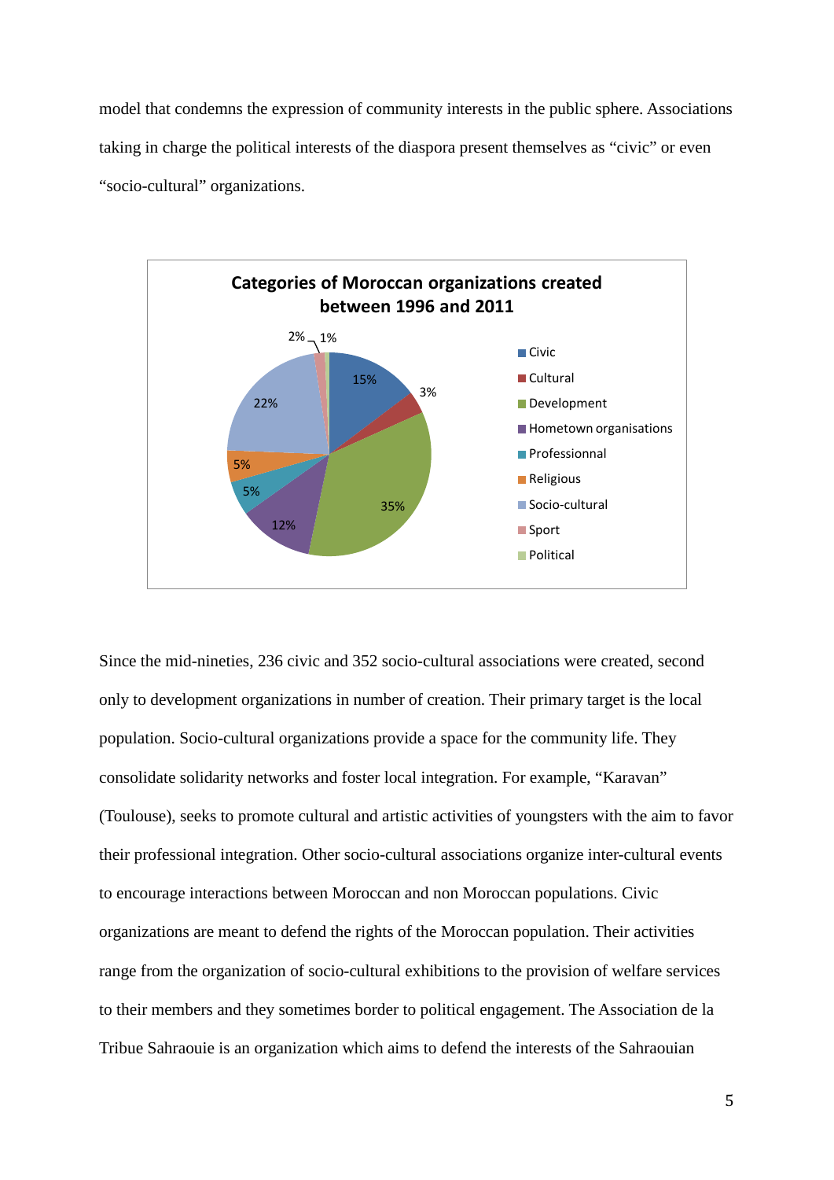model that condemns the expression of community interests in the public sphere. Associations taking in charge the political interests of the diaspora present themselves as "civic" or even "socio-cultural" organizations.

**Categories of Moroccan organizations created between 1996 and 2011**

| Category | Share |
|---|---|
| Civic | 15% |
| Cultural | 3% |
| Development | 35% |
| Hometown organisations | 12% |
| Professionnal | 5% |
| Religious | 5% |
| Socio-cultural | 22% |
| Sport | 2% |
| Political | 1% |

Since the mid-nineties, 236 civic and 352 socio-cultural associations were created, second only to development organizations in number of creation. Their primary target is the local population. Socio-cultural organizations provide a space for the community life. They consolidate solidarity networks and foster local integration. For example, "Karavan" (Toulouse), seeks to promote cultural and artistic activities of youngsters with the aim to favor their professional integration. Other socio-cultural associations organize inter-cultural events to encourage interactions between Moroccan and non Moroccan populations. Civic organizations are meant to defend the rights of the Moroccan population. Their activities range from the organization of socio-cultural exhibitions to the provision of welfare services to their members and they sometimes border to political engagement. The Association de la Tribue Sahraouie is an organization which aims to defend the interests of the Sahraouian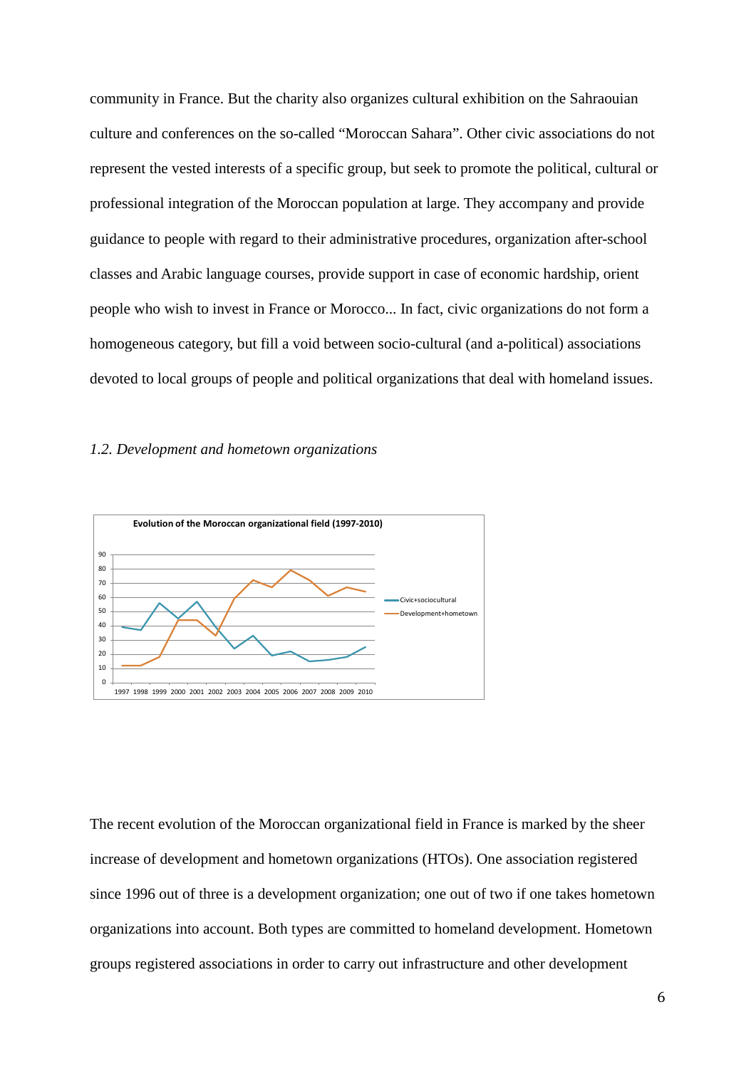community in France. But the charity also organizes cultural exhibition on the Sahraouian culture and conferences on the so-called “Moroccan Sahara”. Other civic associations do not represent the vested interests of a specific group, but seek to promote the political, cultural or professional integration of the Moroccan population at large. They accompany and provide guidance to people with regard to their administrative procedures, organization after-school classes and Arabic language courses, provide support in case of economic hardship, orient people who wish to invest in France or Morocco... In fact, civic organizations do not form a homogeneous category, but fill a void between socio-cultural (and a-political) associations devoted to local groups of people and political organizations that deal with homeland issues.

### *1.2. Development and hometown organizations*

**Evolution of the Moroccan organizational field (1997-2010)**

The recent evolution of the Moroccan organizational field in France is marked by the sheer increase of development and hometown organizations (HTOs). One association registered since 1996 out of three is a development organization; one out of two if one takes hometown organizations into account. Both types are committed to homeland development. Hometown groups registered associations in order to carry out infrastructure and other development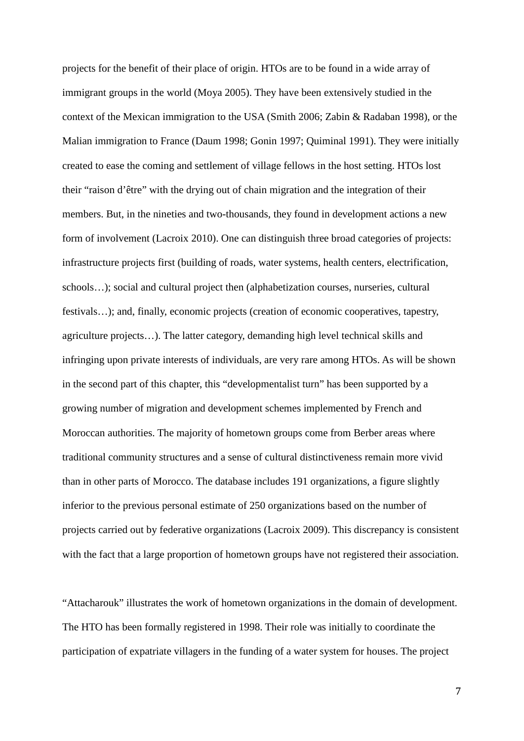projects for the benefit of their place of origin. HTOs are to be found in a wide array of immigrant groups in the world (Moya 2005). They have been extensively studied in the context of the Mexican immigration to the USA (Smith 2006; Zabin & Radaban 1998), or the Malian immigration to France (Daum 1998; Gonin 1997; Quiminal 1991). They were initially created to ease the coming and settlement of village fellows in the host setting. HTOs lost their "raison d'être" with the drying out of chain migration and the integration of their members. But, in the nineties and two-thousands, they found in development actions a new form of involvement (Lacroix 2010). One can distinguish three broad categories of projects: infrastructure projects first (building of roads, water systems, health centers, electrification, schools…); social and cultural project then (alphabetization courses, nurseries, cultural festivals…); and, finally, economic projects (creation of economic cooperatives, tapestry, agriculture projects…). The latter category, demanding high level technical skills and infringing upon private interests of individuals, are very rare among HTOs. As will be shown in the second part of this chapter, this "developmentalist turn" has been supported by a growing number of migration and development schemes implemented by French and Moroccan authorities. The majority of hometown groups come from Berber areas where traditional community structures and a sense of cultural distinctiveness remain more vivid than in other parts of Morocco. The database includes 191 organizations, a figure slightly inferior to the previous personal estimate of 250 organizations based on the number of projects carried out by federative organizations (Lacroix 2009). This discrepancy is consistent with the fact that a large proportion of hometown groups have not registered their association.

"Attacharouk" illustrates the work of hometown organizations in the domain of development. The HTO has been formally registered in 1998. Their role was initially to coordinate the participation of expatriate villagers in the funding of a water system for houses. The project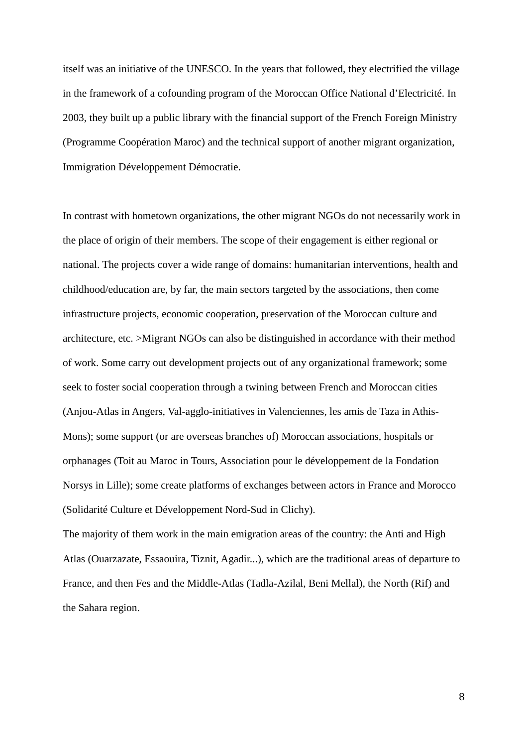itself was an initiative of the UNESCO. In the years that followed, they electrified the village in the framework of a cofounding program of the Moroccan Office National d'Electricité. In 2003, they built up a public library with the financial support of the French Foreign Ministry (Programme Coopération Maroc) and the technical support of another migrant organization, Immigration Développement Démocratie.

In contrast with hometown organizations, the other migrant NGOs do not necessarily work in the place of origin of their members. The scope of their engagement is either regional or national. The projects cover a wide range of domains: humanitarian interventions, health and childhood/education are, by far, the main sectors targeted by the associations, then come infrastructure projects, economic cooperation, preservation of the Moroccan culture and architecture, etc. >Migrant NGOs can also be distinguished in accordance with their method of work. Some carry out development projects out of any organizational framework; some seek to foster social cooperation through a twining between French and Moroccan cities (Anjou-Atlas in Angers, Val-agglo-initiatives in Valenciennes, les amis de Taza in Athis-Mons); some support (or are overseas branches of) Moroccan associations, hospitals or orphanages (Toit au Maroc in Tours, Association pour le développement de la Fondation Norsys in Lille); some create platforms of exchanges between actors in France and Morocco (Solidarité Culture et Développement Nord-Sud in Clichy).

The majority of them work in the main emigration areas of the country: the Anti and High Atlas (Ouarzazate, Essaouira, Tiznit, Agadir...), which are the traditional areas of departure to France, and then Fes and the Middle-Atlas (Tadla-Azilal, Beni Mellal), the North (Rif) and the Sahara region.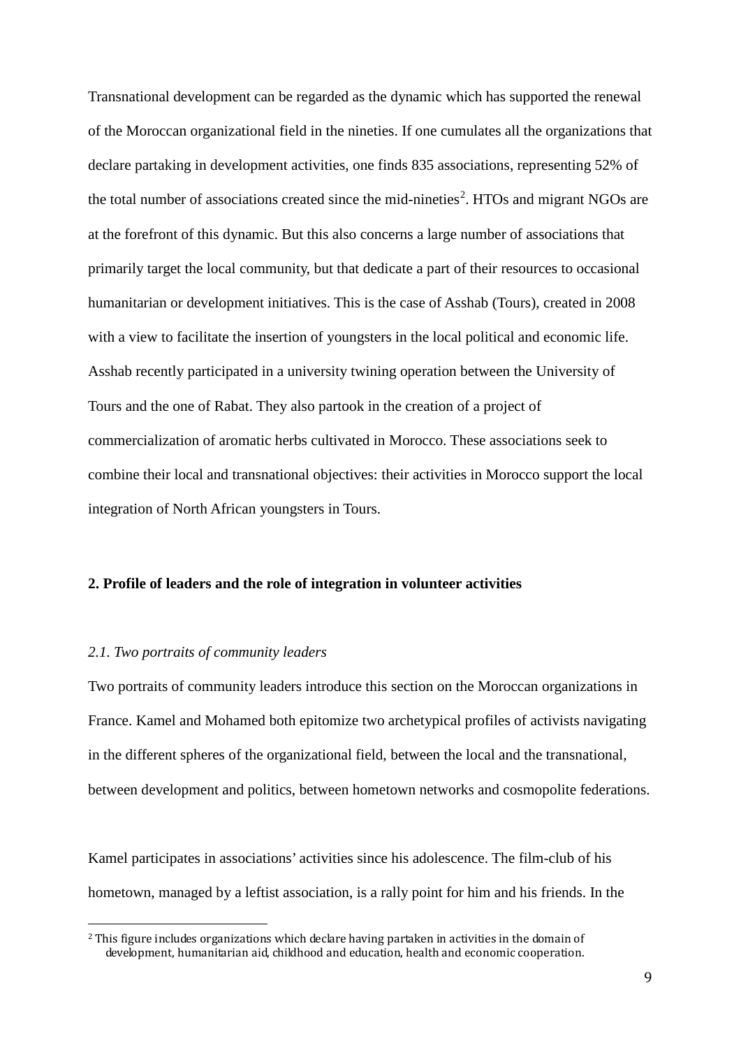Transnational development can be regarded as the dynamic which has supported the renewal of the Moroccan organizational field in the nineties. If one cumulates all the organizations that declare partaking in development activities, one finds 835 associations, representing 52% of the total number of associations created since the mid-nineties[2]. HTOs and migrant NGOs are at the forefront of this dynamic. But this also concerns a large number of associations that primarily target the local community, but that dedicate a part of their resources to occasional humanitarian or development initiatives. This is the case of Asshab (Tours), created in 2008 with a view to facilitate the insertion of youngsters in the local political and economic life. Asshab recently participated in a university twining operation between the University of Tours and the one of Rabat. They also partook in the creation of a project of commercialization of aromatic herbs cultivated in Morocco. These associations seek to combine their local and transnational objectives: their activities in Morocco support the local integration of North African youngsters in Tours.

## 2. Profile of leaders and the role of integration in volunteer activities

### *2.1. Two portraits of community leaders*

Two portraits of community leaders introduce this section on the Moroccan organizations in France. Kamel and Mohamed both epitomize two archetypical profiles of activists navigating in the different spheres of the organizational field, between the local and the transnational, between development and politics, between hometown networks and cosmopolite federations.

Kamel participates in associations' activities since his adolescence. The film-club of his hometown, managed by a leftist association, is a rally point for him and his friends. In the

[2] This figure includes organizations which declare having partaken in activities in the domain of development, humanitarian aid, childhood and education, health and economic cooperation.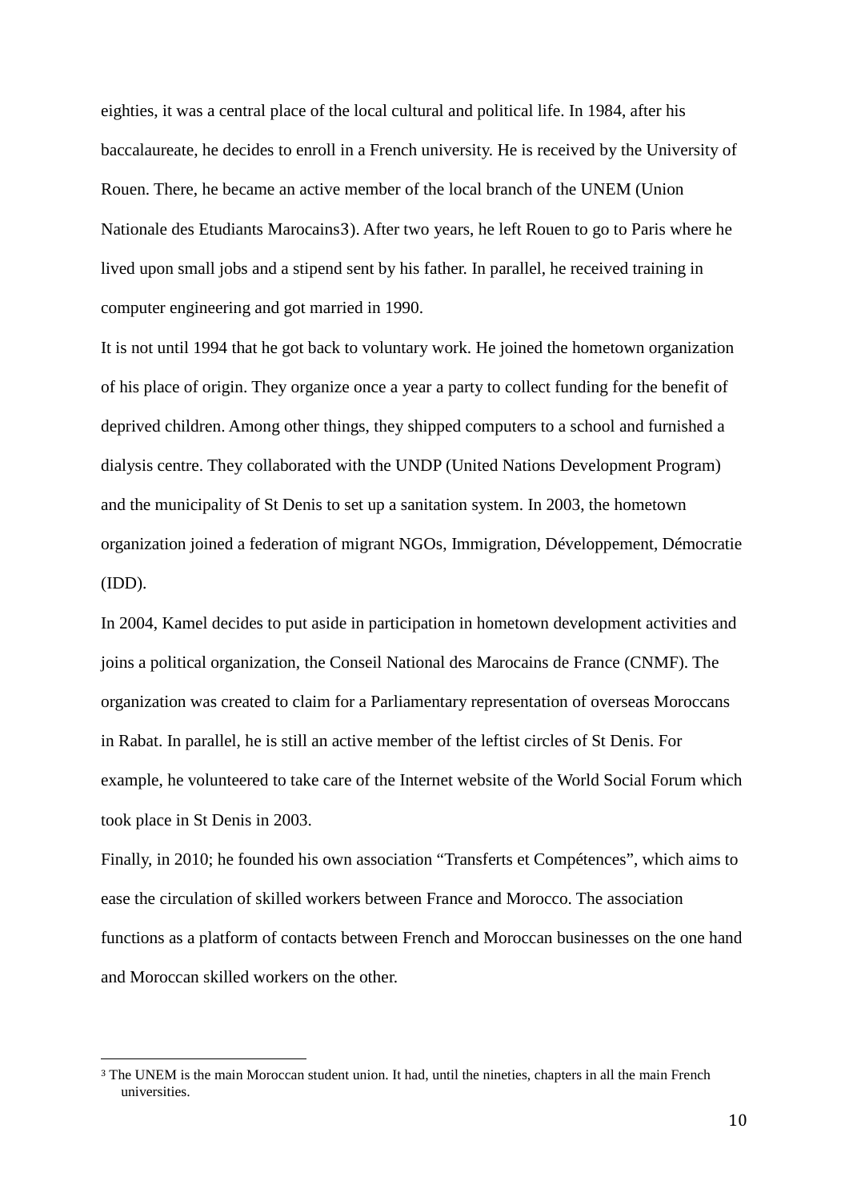eighties, it was a central place of the local cultural and political life. In 1984, after his baccalaureate, he decides to enroll in a French university. He is received by the University of Rouen. There, he became an active member of the local branch of the UNEM (Union Nationale des Etudiants Marocains[3]). After two years, he left Rouen to go to Paris where he lived upon small jobs and a stipend sent by his father. In parallel, he received training in computer engineering and got married in 1990.

It is not until 1994 that he got back to voluntary work. He joined the hometown organization of his place of origin. They organize once a year a party to collect funding for the benefit of deprived children. Among other things, they shipped computers to a school and furnished a dialysis centre. They collaborated with the UNDP (United Nations Development Program) and the municipality of St Denis to set up a sanitation system. In 2003, the hometown organization joined a federation of migrant NGOs, Immigration, Développement, Démocratie (IDD).

In 2004, Kamel decides to put aside in participation in hometown development activities and joins a political organization, the Conseil National des Marocains de France (CNMF). The organization was created to claim for a Parliamentary representation of overseas Moroccans in Rabat. In parallel, he is still an active member of the leftist circles of St Denis. For example, he volunteered to take care of the Internet website of the World Social Forum which took place in St Denis in 2003.

Finally, in 2010; he founded his own association "Transferts et Compétences", which aims to ease the circulation of skilled workers between France and Morocco. The association functions as a platform of contacts between French and Moroccan businesses on the one hand and Moroccan skilled workers on the other.

---

[3] The UNEM is the main Moroccan student union. It had, until the nineties, chapters in all the main French universities.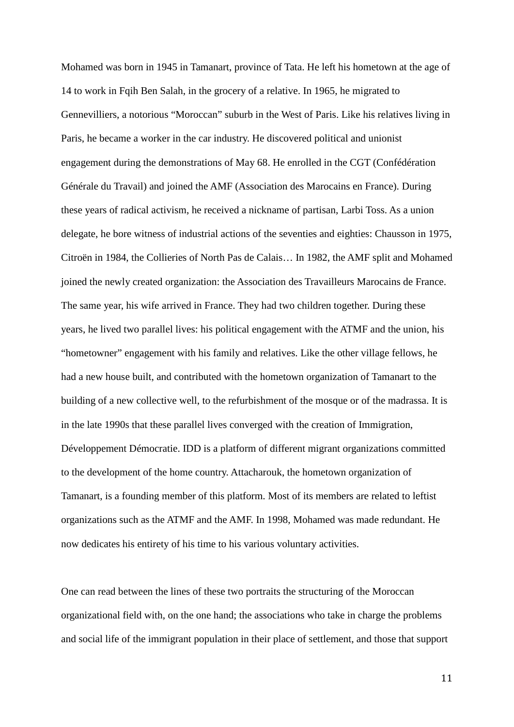Mohamed was born in 1945 in Tamanart, province of Tata. He left his hometown at the age of 14 to work in Fqih Ben Salah, in the grocery of a relative. In 1965, he migrated to Gennevilliers, a notorious “Moroccan” suburb in the West of Paris. Like his relatives living in Paris, he became a worker in the car industry. He discovered political and unionist engagement during the demonstrations of May 68. He enrolled in the CGT (Confédération Générale du Travail) and joined the AMF (Association des Marocains en France). During these years of radical activism, he received a nickname of partisan, Larbi Toss. As a union delegate, he bore witness of industrial actions of the seventies and eighties: Chausson in 1975, Citroën in 1984, the Collieries of North Pas de Calais… In 1982, the AMF split and Mohamed joined the newly created organization: the Association des Travailleurs Marocains de France. The same year, his wife arrived in France. They had two children together. During these years, he lived two parallel lives: his political engagement with the ATMF and the union, his “hometowner” engagement with his family and relatives. Like the other village fellows, he had a new house built, and contributed with the hometown organization of Tamanart to the building of a new collective well, to the refurbishment of the mosque or of the madrassa. It is in the late 1990s that these parallel lives converged with the creation of Immigration, Développement Démocratie. IDD is a platform of different migrant organizations committed to the development of the home country. Attacharouk, the hometown organization of Tamanart, is a founding member of this platform. Most of its members are related to leftist organizations such as the ATMF and the AMF. In 1998, Mohamed was made redundant. He now dedicates his entirety of his time to his various voluntary activities.

One can read between the lines of these two portraits the structuring of the Moroccan organizational field with, on the one hand; the associations who take in charge the problems and social life of the immigrant population in their place of settlement, and those that support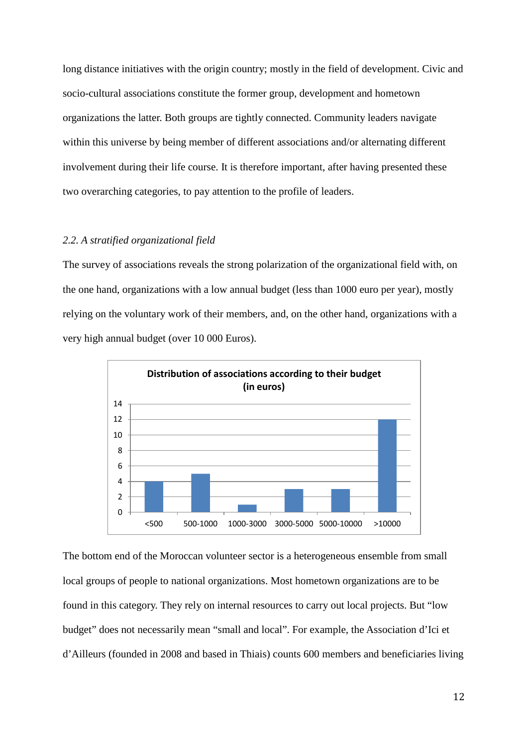long distance initiatives with the origin country; mostly in the field of development. Civic and socio-cultural associations constitute the former group, development and hometown organizations the latter. Both groups are tightly connected. Community leaders navigate within this universe by being member of different associations and/or alternating different involvement during their life course. It is therefore important, after having presented these two overarching categories, to pay attention to the profile of leaders.

### *2.2. A stratified organizational field*

The survey of associations reveals the strong polarization of the organizational field with, on the one hand, organizations with a low annual budget (less than 1000 euro per year), mostly relying on the voluntary work of their members, and, on the other hand, organizations with a very high annual budget (over 10 000 Euros).

**Distribution of associations according to their budget (in euros)**

| Budget | Number of associations |
| --- | --- |
| <500 | 4 |
| 500-1000 | 5 |
| 1000-3000 | 1 |
| 3000-5000 | 3 |
| 5000-10000 | 3 |
| >10000 | 12 |

The bottom end of the Moroccan volunteer sector is a heterogeneous ensemble from small local groups of people to national organizations. Most hometown organizations are to be found in this category. They rely on internal resources to carry out local projects. But "low budget" does not necessarily mean "small and local". For example, the Association d'Ici et d'Ailleurs (founded in 2008 and based in Thiais) counts 600 members and beneficiaries living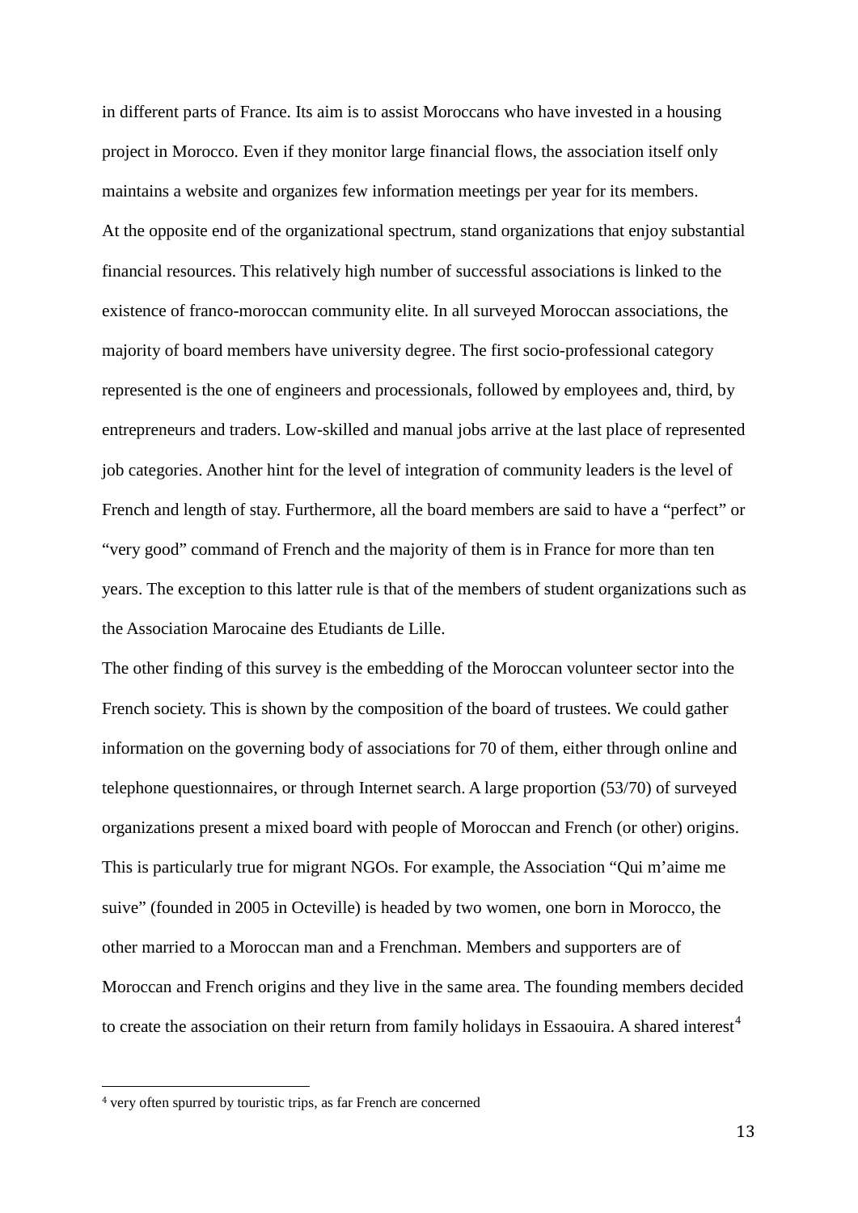in different parts of France. Its aim is to assist Moroccans who have invested in a housing project in Morocco. Even if they monitor large financial flows, the association itself only maintains a website and organizes few information meetings per year for its members.

At the opposite end of the organizational spectrum, stand organizations that enjoy substantial financial resources. This relatively high number of successful associations is linked to the existence of franco-moroccan community elite. In all surveyed Moroccan associations, the majority of board members have university degree. The first socio-professional category represented is the one of engineers and processionals, followed by employees and, third, by entrepreneurs and traders. Low-skilled and manual jobs arrive at the last place of represented job categories. Another hint for the level of integration of community leaders is the level of French and length of stay. Furthermore, all the board members are said to have a "perfect" or "very good" command of French and the majority of them is in France for more than ten years. The exception to this latter rule is that of the members of student organizations such as the Association Marocaine des Etudiants de Lille.

The other finding of this survey is the embedding of the Moroccan volunteer sector into the French society. This is shown by the composition of the board of trustees. We could gather information on the governing body of associations for 70 of them, either through online and telephone questionnaires, or through Internet search. A large proportion (53/70) of surveyed organizations present a mixed board with people of Moroccan and French (or other) origins. This is particularly true for migrant NGOs. For example, the Association "Qui m'aime me suive" (founded in 2005 in Octeville) is headed by two women, one born in Morocco, the other married to a Moroccan man and a Frenchman. Members and supporters are of Moroccan and French origins and they live in the same area. The founding members decided to create the association on their return from family holidays in Essaouira. A shared interest[4]

[4] very often spurred by touristic trips, as far French are concerned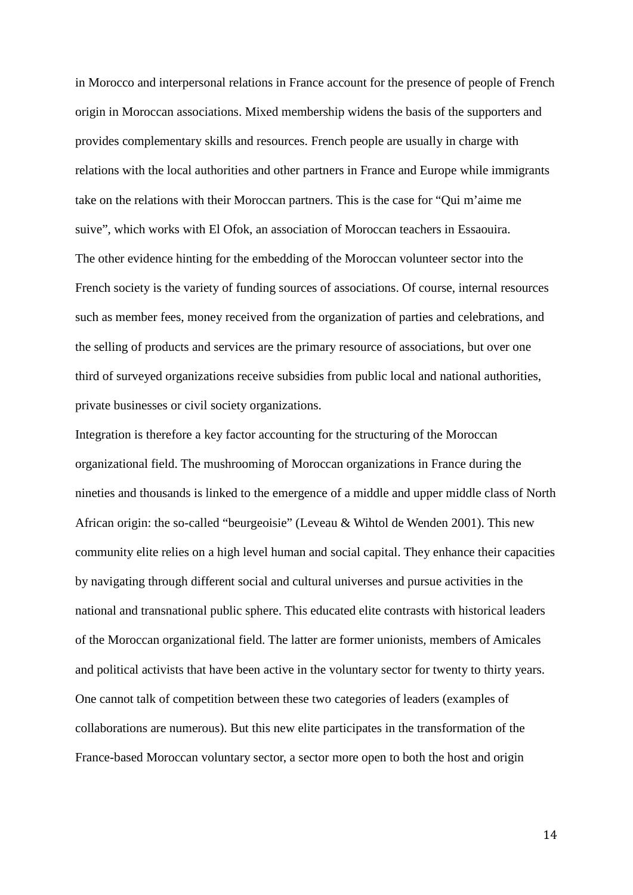in Morocco and interpersonal relations in France account for the presence of people of French origin in Moroccan associations. Mixed membership widens the basis of the supporters and provides complementary skills and resources. French people are usually in charge with relations with the local authorities and other partners in France and Europe while immigrants take on the relations with their Moroccan partners. This is the case for "Qui m'aime me suive", which works with El Ofok, an association of Moroccan teachers in Essaouira.

The other evidence hinting for the embedding of the Moroccan volunteer sector into the French society is the variety of funding sources of associations. Of course, internal resources such as member fees, money received from the organization of parties and celebrations, and the selling of products and services are the primary resource of associations, but over one third of surveyed organizations receive subsidies from public local and national authorities, private businesses or civil society organizations.

Integration is therefore a key factor accounting for the structuring of the Moroccan organizational field. The mushrooming of Moroccan organizations in France during the nineties and thousands is linked to the emergence of a middle and upper middle class of North African origin: the so-called "beurgeoisie" (Leveau & Wihtol de Wenden 2001). This new community elite relies on a high level human and social capital. They enhance their capacities by navigating through different social and cultural universes and pursue activities in the national and transnational public sphere. This educated elite contrasts with historical leaders of the Moroccan organizational field. The latter are former unionists, members of Amicales and political activists that have been active in the voluntary sector for twenty to thirty years. One cannot talk of competition between these two categories of leaders (examples of collaborations are numerous). But this new elite participates in the transformation of the France-based Moroccan voluntary sector, a sector more open to both the host and origin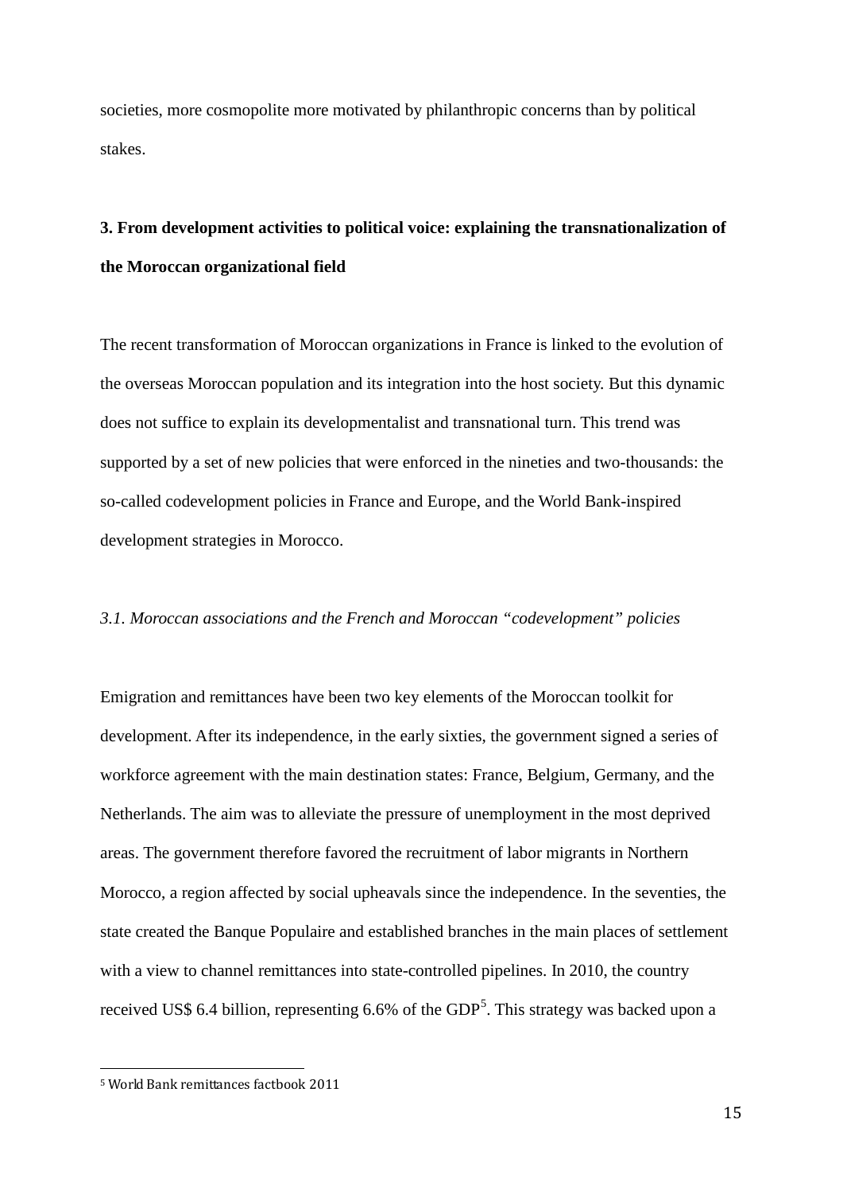societies, more cosmopolite more motivated by philanthropic concerns than by political stakes.

## 3. From development activities to political voice: explaining the transnationalization of the Moroccan organizational field

The recent transformation of Moroccan organizations in France is linked to the evolution of the overseas Moroccan population and its integration into the host society. But this dynamic does not suffice to explain its developmentalist and transnational turn. This trend was supported by a set of new policies that were enforced in the nineties and two-thousands: the so-called codevelopment policies in France and Europe, and the World Bank-inspired development strategies in Morocco.

### *3.1. Moroccan associations and the French and Moroccan "codevelopment" policies*

Emigration and remittances have been two key elements of the Moroccan toolkit for development. After its independence, in the early sixties, the government signed a series of workforce agreement with the main destination states: France, Belgium, Germany, and the Netherlands. The aim was to alleviate the pressure of unemployment in the most deprived areas. The government therefore favored the recruitment of labor migrants in Northern Morocco, a region affected by social upheavals since the independence. In the seventies, the state created the Banque Populaire and established branches in the main places of settlement with a view to channel remittances into state-controlled pipelines. In 2010, the country received US$ 6.4 billion, representing 6.6% of the GDP[5]. This strategy was backed upon a

[5] World Bank remittances factbook 2011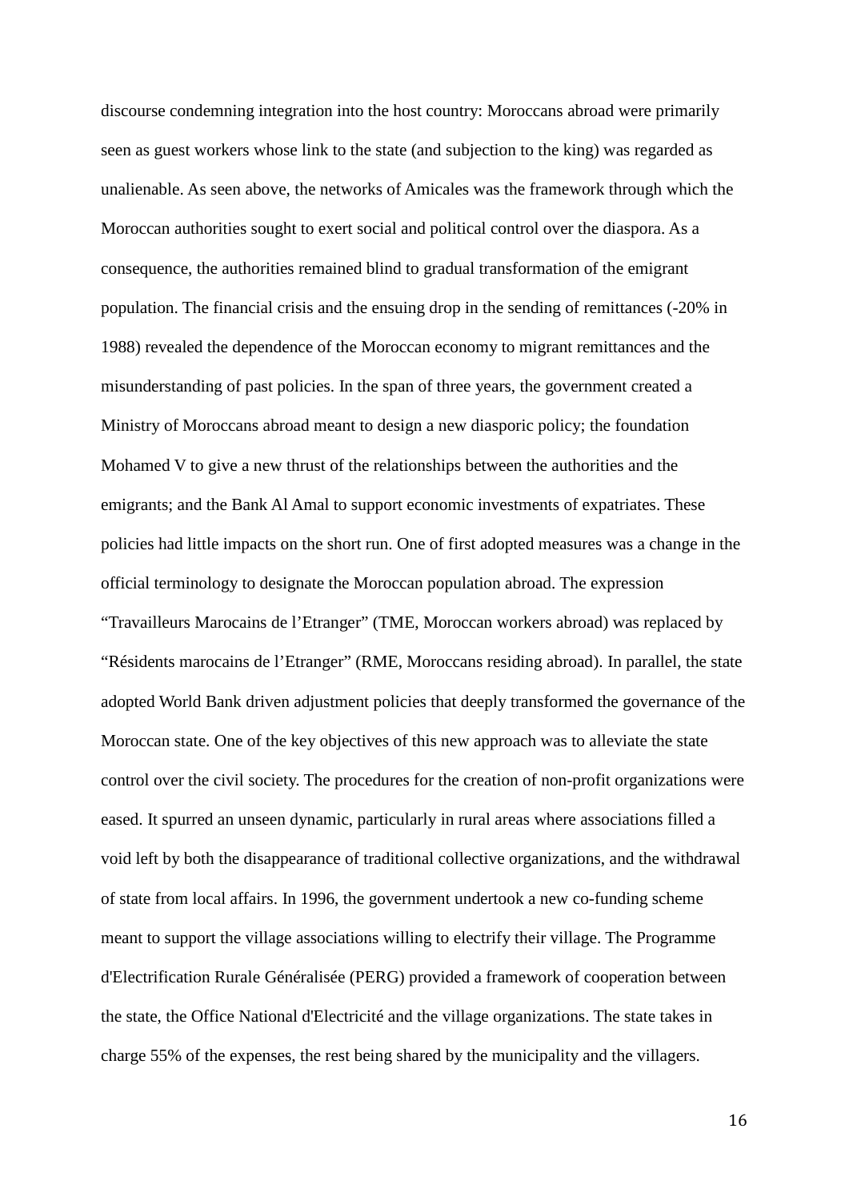discourse condemning integration into the host country: Moroccans abroad were primarily seen as guest workers whose link to the state (and subjection to the king) was regarded as unalienable. As seen above, the networks of Amicales was the framework through which the Moroccan authorities sought to exert social and political control over the diaspora. As a consequence, the authorities remained blind to gradual transformation of the emigrant population. The financial crisis and the ensuing drop in the sending of remittances (-20% in 1988) revealed the dependence of the Moroccan economy to migrant remittances and the misunderstanding of past policies. In the span of three years, the government created a Ministry of Moroccans abroad meant to design a new diasporic policy; the foundation Mohamed V to give a new thrust of the relationships between the authorities and the emigrants; and the Bank Al Amal to support economic investments of expatriates. These policies had little impacts on the short run. One of first adopted measures was a change in the official terminology to designate the Moroccan population abroad. The expression "Travailleurs Marocains de l'Etranger" (TME, Moroccan workers abroad) was replaced by "Résidents marocains de l'Etranger" (RME, Moroccans residing abroad). In parallel, the state adopted World Bank driven adjustment policies that deeply transformed the governance of the Moroccan state. One of the key objectives of this new approach was to alleviate the state control over the civil society. The procedures for the creation of non-profit organizations were eased. It spurred an unseen dynamic, particularly in rural areas where associations filled a void left by both the disappearance of traditional collective organizations, and the withdrawal of state from local affairs. In 1996, the government undertook a new co-funding scheme meant to support the village associations willing to electrify their village. The Programme d'Electrification Rurale Généralisée (PERG) provided a framework of cooperation between the state, the Office National d'Electricité and the village organizations. The state takes in charge 55% of the expenses, the rest being shared by the municipality and the villagers.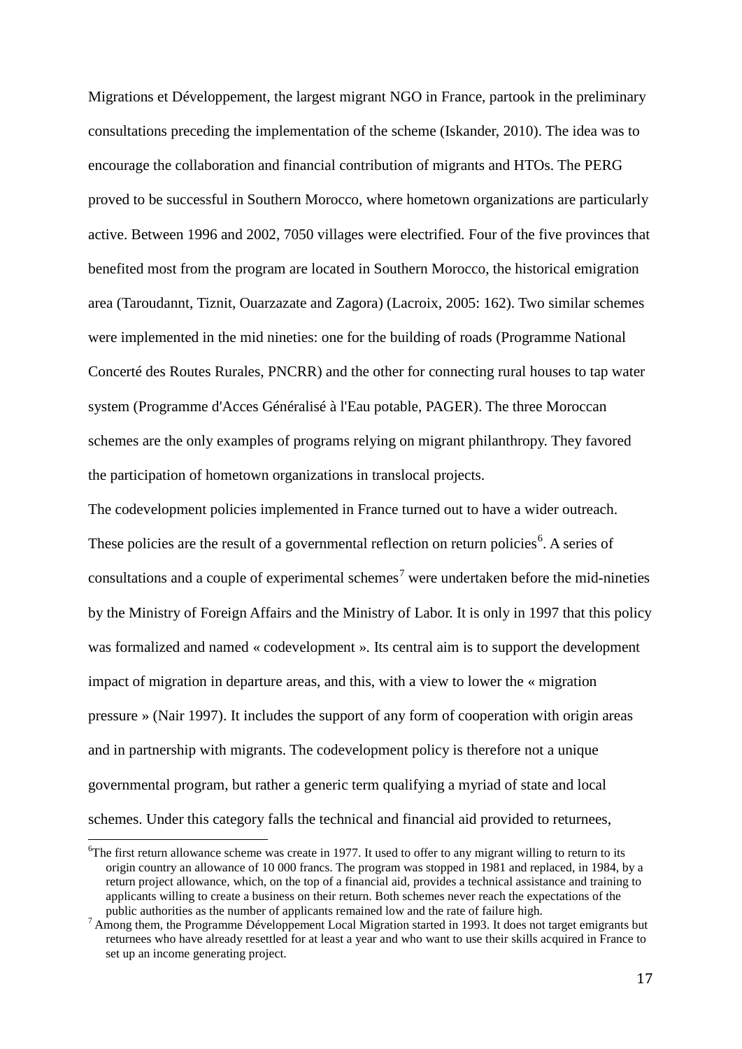Migrations et Développement, the largest migrant NGO in France, partook in the preliminary consultations preceding the implementation of the scheme (Iskander, 2010). The idea was to encourage the collaboration and financial contribution of migrants and HTOs. The PERG proved to be successful in Southern Morocco, where hometown organizations are particularly active. Between 1996 and 2002, 7050 villages were electrified. Four of the five provinces that benefited most from the program are located in Southern Morocco, the historical emigration area (Taroudannt, Tiznit, Ouarzazate and Zagora) (Lacroix, 2005: 162). Two similar schemes were implemented in the mid nineties: one for the building of roads (Programme National Concerté des Routes Rurales, PNCRR) and the other for connecting rural houses to tap water system (Programme d'Acces Généralisé à l'Eau potable, PAGER). The three Moroccan schemes are the only examples of programs relying on migrant philanthropy. They favored the participation of hometown organizations in translocal projects.

The codevelopment policies implemented in France turned out to have a wider outreach. These policies are the result of a governmental reflection on return policies[6]. A series of consultations and a couple of experimental schemes[7] were undertaken before the mid-nineties by the Ministry of Foreign Affairs and the Ministry of Labor. It is only in 1997 that this policy was formalized and named « codevelopment ». Its central aim is to support the development impact of migration in departure areas, and this, with a view to lower the « migration pressure » (Nair 1997). It includes the support of any form of cooperation with origin areas and in partnership with migrants. The codevelopment policy is therefore not a unique governmental program, but rather a generic term qualifying a myriad of state and local schemes. Under this category falls the technical and financial aid provided to returnees,

[6]The first return allowance scheme was create in 1977. It used to offer to any migrant willing to return to its origin country an allowance of 10 000 francs. The program was stopped in 1981 and replaced, in 1984, by a return project allowance, which, on the top of a financial aid, provides a technical assistance and training to applicants willing to create a business on their return. Both schemes never reach the expectations of the public authorities as the number of applicants remained low and the rate of failure high.

[7] Among them, the Programme Développement Local Migration started in 1993. It does not target emigrants but returnees who have already resettled for at least a year and who want to use their skills acquired in France to set up an income generating project.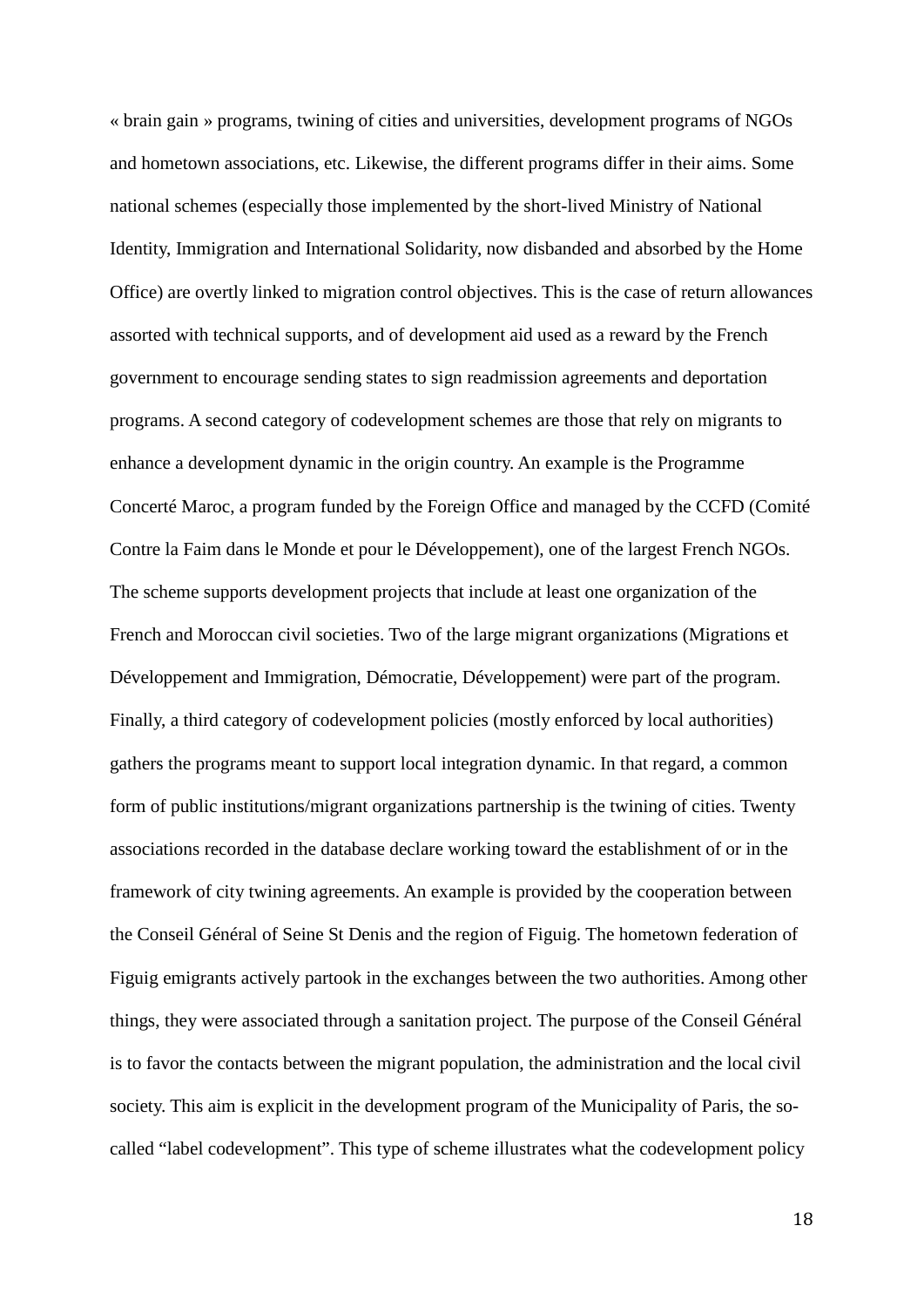« brain gain » programs, twining of cities and universities, development programs of NGOs and hometown associations, etc. Likewise, the different programs differ in their aims. Some national schemes (especially those implemented by the short-lived Ministry of National Identity, Immigration and International Solidarity, now disbanded and absorbed by the Home Office) are overtly linked to migration control objectives. This is the case of return allowances assorted with technical supports, and of development aid used as a reward by the French government to encourage sending states to sign readmission agreements and deportation programs. A second category of codevelopment schemes are those that rely on migrants to enhance a development dynamic in the origin country. An example is the Programme Concerté Maroc, a program funded by the Foreign Office and managed by the CCFD (Comité Contre la Faim dans le Monde et pour le Développement), one of the largest French NGOs. The scheme supports development projects that include at least one organization of the French and Moroccan civil societies. Two of the large migrant organizations (Migrations et Développement and Immigration, Démocratie, Développement) were part of the program. Finally, a third category of codevelopment policies (mostly enforced by local authorities) gathers the programs meant to support local integration dynamic. In that regard, a common form of public institutions/migrant organizations partnership is the twining of cities. Twenty associations recorded in the database declare working toward the establishment of or in the framework of city twining agreements. An example is provided by the cooperation between the Conseil Général of Seine St Denis and the region of Figuig. The hometown federation of Figuig emigrants actively partook in the exchanges between the two authorities. Among other things, they were associated through a sanitation project. The purpose of the Conseil Général is to favor the contacts between the migrant population, the administration and the local civil society. This aim is explicit in the development program of the Municipality of Paris, the so-called "label codevelopment". This type of scheme illustrates what the codevelopment policy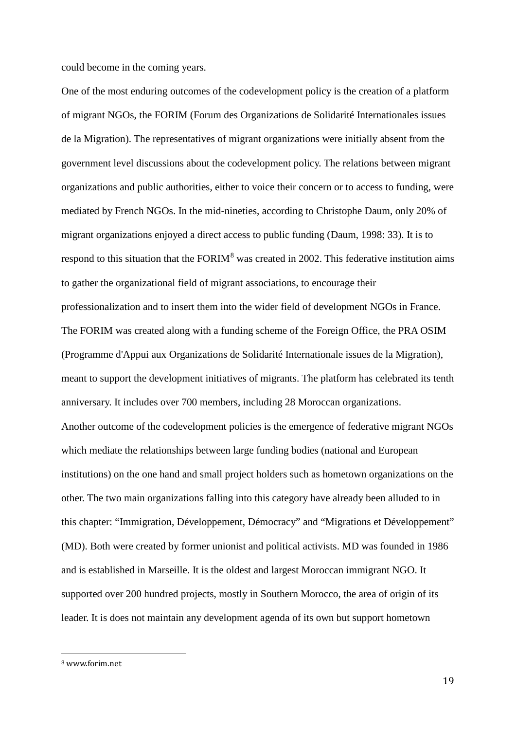could become in the coming years.

One of the most enduring outcomes of the codevelopment policy is the creation of a platform of migrant NGOs, the FORIM (Forum des Organizations de Solidarité Internationales issues de la Migration). The representatives of migrant organizations were initially absent from the government level discussions about the codevelopment policy. The relations between migrant organizations and public authorities, either to voice their concern or to access to funding, were mediated by French NGOs. In the mid-nineties, according to Christophe Daum, only 20% of migrant organizations enjoyed a direct access to public funding (Daum, 1998: 33). It is to respond to this situation that the FORIM[8] was created in 2002. This federative institution aims to gather the organizational field of migrant associations, to encourage their professionalization and to insert them into the wider field of development NGOs in France. The FORIM was created along with a funding scheme of the Foreign Office, the PRA OSIM (Programme d'Appui aux Organizations de Solidarité Internationale issues de la Migration), meant to support the development initiatives of migrants. The platform has celebrated its tenth anniversary. It includes over 700 members, including 28 Moroccan organizations.

Another outcome of the codevelopment policies is the emergence of federative migrant NGOs which mediate the relationships between large funding bodies (national and European institutions) on the one hand and small project holders such as hometown organizations on the other. The two main organizations falling into this category have already been alluded to in this chapter: "Immigration, Développement, Démocracy" and "Migrations et Développement" (MD). Both were created by former unionist and political activists. MD was founded in 1986 and is established in Marseille. It is the oldest and largest Moroccan immigrant NGO. It supported over 200 hundred projects, mostly in Southern Morocco, the area of origin of its leader. It is does not maintain any development agenda of its own but support hometown

[8] www.forim.net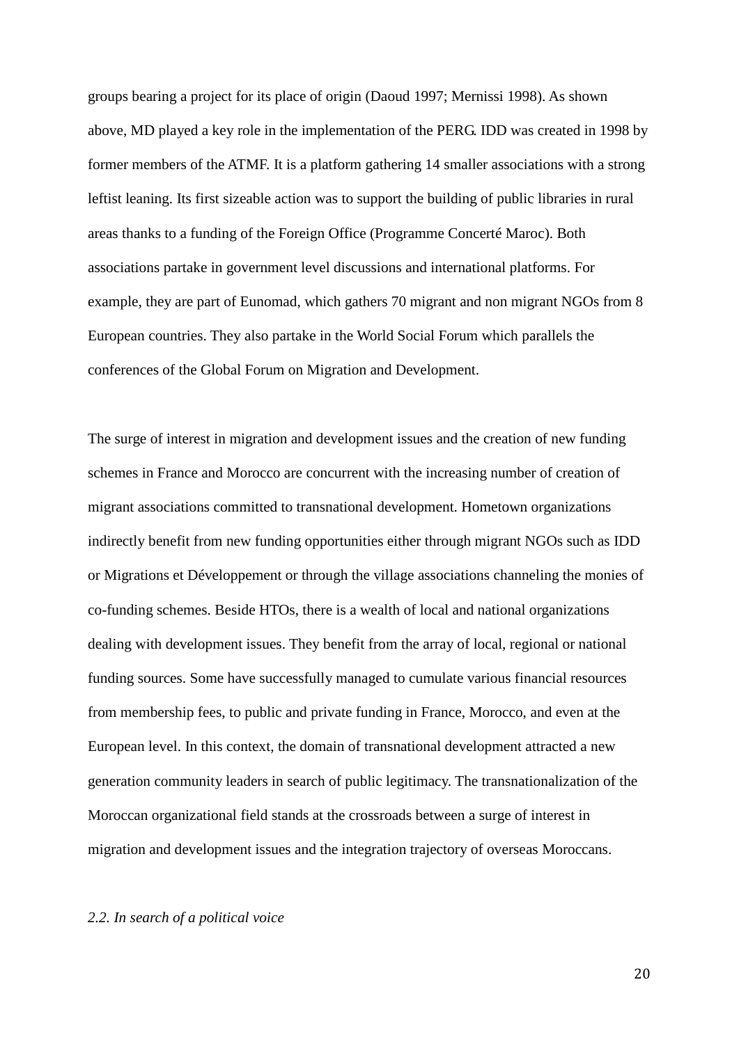groups bearing a project for its place of origin (Daoud 1997; Mernissi 1998). As shown above, MD played a key role in the implementation of the PERG. IDD was created in 1998 by former members of the ATMF. It is a platform gathering 14 smaller associations with a strong leftist leaning. Its first sizeable action was to support the building of public libraries in rural areas thanks to a funding of the Foreign Office (Programme Concerté Maroc). Both associations partake in government level discussions and international platforms. For example, they are part of Eunomad, which gathers 70 migrant and non migrant NGOs from 8 European countries. They also partake in the World Social Forum which parallels the conferences of the Global Forum on Migration and Development.

The surge of interest in migration and development issues and the creation of new funding schemes in France and Morocco are concurrent with the increasing number of creation of migrant associations committed to transnational development. Hometown organizations indirectly benefit from new funding opportunities either through migrant NGOs such as IDD or Migrations et Développement or through the village associations channeling the monies of co-funding schemes. Beside HTOs, there is a wealth of local and national organizations dealing with development issues. They benefit from the array of local, regional or national funding sources. Some have successfully managed to cumulate various financial resources from membership fees, to public and private funding in France, Morocco, and even at the European level. In this context, the domain of transnational development attracted a new generation community leaders in search of public legitimacy. The transnationalization of the Moroccan organizational field stands at the crossroads between a surge of interest in migration and development issues and the integration trajectory of overseas Moroccans.

### *2.2. In search of a political voice*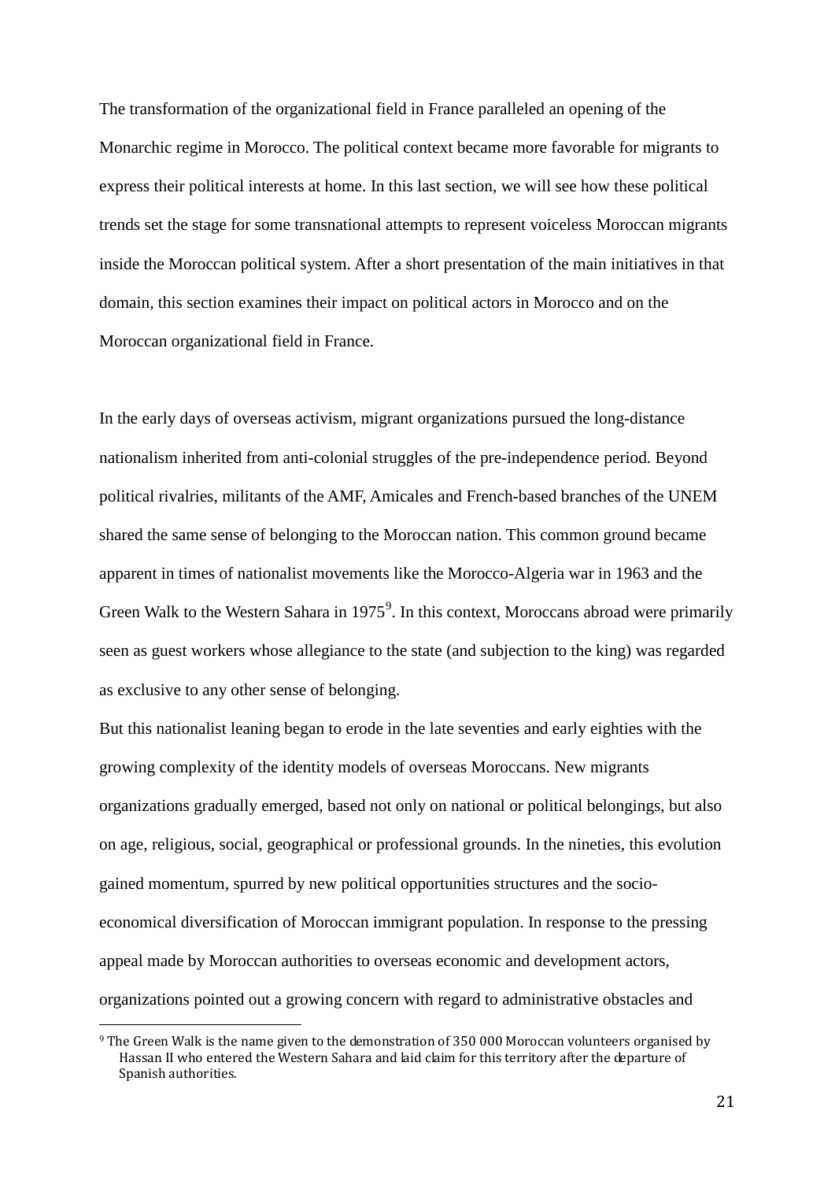The transformation of the organizational field in France paralleled an opening of the Monarchic regime in Morocco. The political context became more favorable for migrants to express their political interests at home. In this last section, we will see how these political trends set the stage for some transnational attempts to represent voiceless Moroccan migrants inside the Moroccan political system. After a short presentation of the main initiatives in that domain, this section examines their impact on political actors in Morocco and on the Moroccan organizational field in France.

In the early days of overseas activism, migrant organizations pursued the long-distance nationalism inherited from anti-colonial struggles of the pre-independence period. Beyond political rivalries, militants of the AMF, Amicales and French-based branches of the UNEM shared the same sense of belonging to the Moroccan nation. This common ground became apparent in times of nationalist movements like the Morocco-Algeria war in 1963 and the Green Walk to the Western Sahara in 1975[9]. In this context, Moroccans abroad were primarily seen as guest workers whose allegiance to the state (and subjection to the king) was regarded as exclusive to any other sense of belonging.

But this nationalist leaning began to erode in the late seventies and early eighties with the growing complexity of the identity models of overseas Moroccans. New migrants organizations gradually emerged, based not only on national or political belongings, but also on age, religious, social, geographical or professional grounds. In the nineties, this evolution gained momentum, spurred by new political opportunities structures and the socio-economical diversification of Moroccan immigrant population. In response to the pressing appeal made by Moroccan authorities to overseas economic and development actors, organizations pointed out a growing concern with regard to administrative obstacles and

[9] The Green Walk is the name given to the demonstration of 350 000 Moroccan volunteers organised by Hassan II who entered the Western Sahara and laid claim for this territory after the departure of Spanish authorities.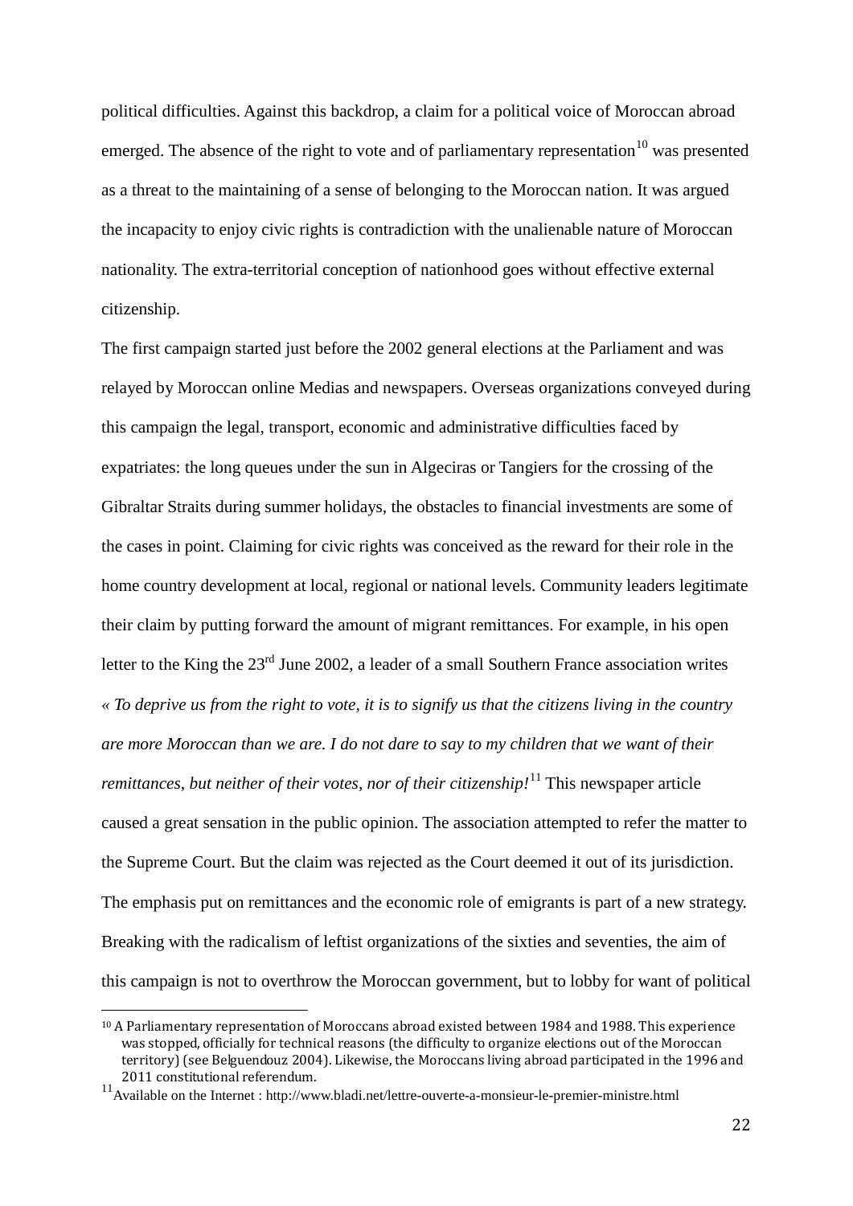political difficulties. Against this backdrop, a claim for a political voice of Moroccan abroad emerged. The absence of the right to vote and of parliamentary representation[10] was presented as a threat to the maintaining of a sense of belonging to the Moroccan nation. It was argued the incapacity to enjoy civic rights is contradiction with the unalienable nature of Moroccan nationality. The extra-territorial conception of nationhood goes without effective external citizenship.

The first campaign started just before the 2002 general elections at the Parliament and was relayed by Moroccan online Medias and newspapers. Overseas organizations conveyed during this campaign the legal, transport, economic and administrative difficulties faced by expatriates: the long queues under the sun in Algeciras or Tangiers for the crossing of the Gibraltar Straits during summer holidays, the obstacles to financial investments are some of the cases in point. Claiming for civic rights was conceived as the reward for their role in the home country development at local, regional or national levels. Community leaders legitimate their claim by putting forward the amount of migrant remittances. For example, in his open letter to the King the 23rd June 2002, a leader of a small Southern France association writes « *To deprive us from the right to vote, it is to signify us that the citizens living in the country are more Moroccan than we are. I do not dare to say to my children that we want of their remittances, but neither of their votes, nor of their citizenship!*[11] This newspaper article caused a great sensation in the public opinion. The association attempted to refer the matter to the Supreme Court. But the claim was rejected as the Court deemed it out of its jurisdiction. The emphasis put on remittances and the economic role of emigrants is part of a new strategy. Breaking with the radicalism of leftist organizations of the sixties and seventies, the aim of this campaign is not to overthrow the Moroccan government, but to lobby for want of political

[10] A Parliamentary representation of Moroccans abroad existed between 1984 and 1988. This experience was stopped, officially for technical reasons (the difficulty to organize elections out of the Moroccan territory) (see Belguendouz 2004). Likewise, the Moroccans living abroad participated in the 1996 and 2011 constitutional referendum.

[11] Available on the Internet : http://www.bladi.net/lettre-ouverte-a-monsieur-le-premier-ministre.html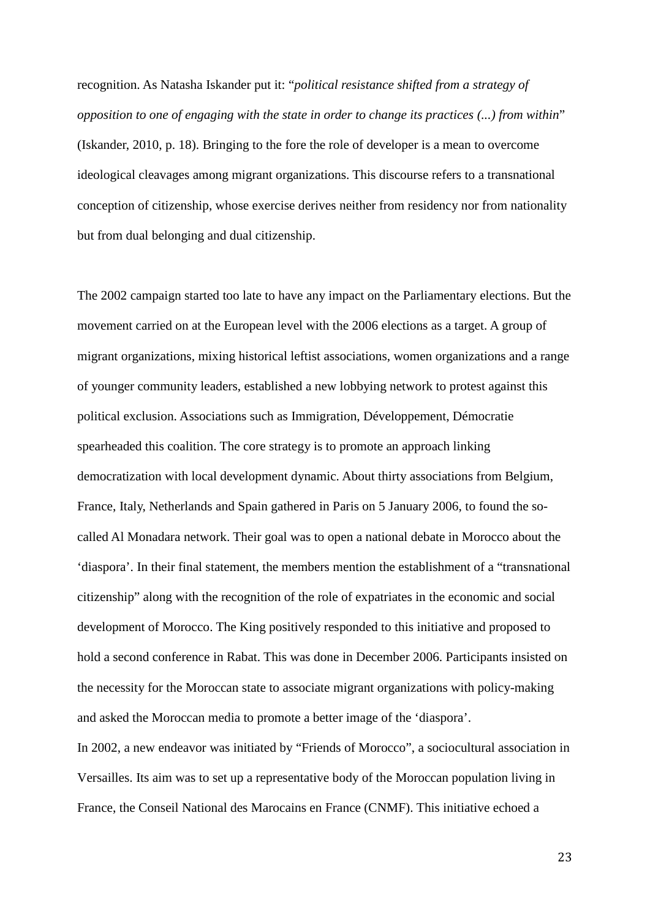recognition. As Natasha Iskander put it: "*political resistance shifted from a strategy of opposition to one of engaging with the state in order to change its practices (...) from within*" (Iskander, 2010, p. 18). Bringing to the fore the role of developer is a mean to overcome ideological cleavages among migrant organizations. This discourse refers to a transnational conception of citizenship, whose exercise derives neither from residency nor from nationality but from dual belonging and dual citizenship.

The 2002 campaign started too late to have any impact on the Parliamentary elections. But the movement carried on at the European level with the 2006 elections as a target. A group of migrant organizations, mixing historical leftist associations, women organizations and a range of younger community leaders, established a new lobbying network to protest against this political exclusion. Associations such as Immigration, Développement, Démocratie spearheaded this coalition. The core strategy is to promote an approach linking democratization with local development dynamic. About thirty associations from Belgium, France, Italy, Netherlands and Spain gathered in Paris on 5 January 2006, to found the so-called Al Monadara network. Their goal was to open a national debate in Morocco about the 'diaspora'. In their final statement, the members mention the establishment of a "transnational citizenship" along with the recognition of the role of expatriates in the economic and social development of Morocco. The King positively responded to this initiative and proposed to hold a second conference in Rabat. This was done in December 2006. Participants insisted on the necessity for the Moroccan state to associate migrant organizations with policy-making and asked the Moroccan media to promote a better image of the 'diaspora'.

In 2002, a new endeavor was initiated by "Friends of Morocco", a sociocultural association in Versailles. Its aim was to set up a representative body of the Moroccan population living in France, the Conseil National des Marocains en France (CNMF). This initiative echoed a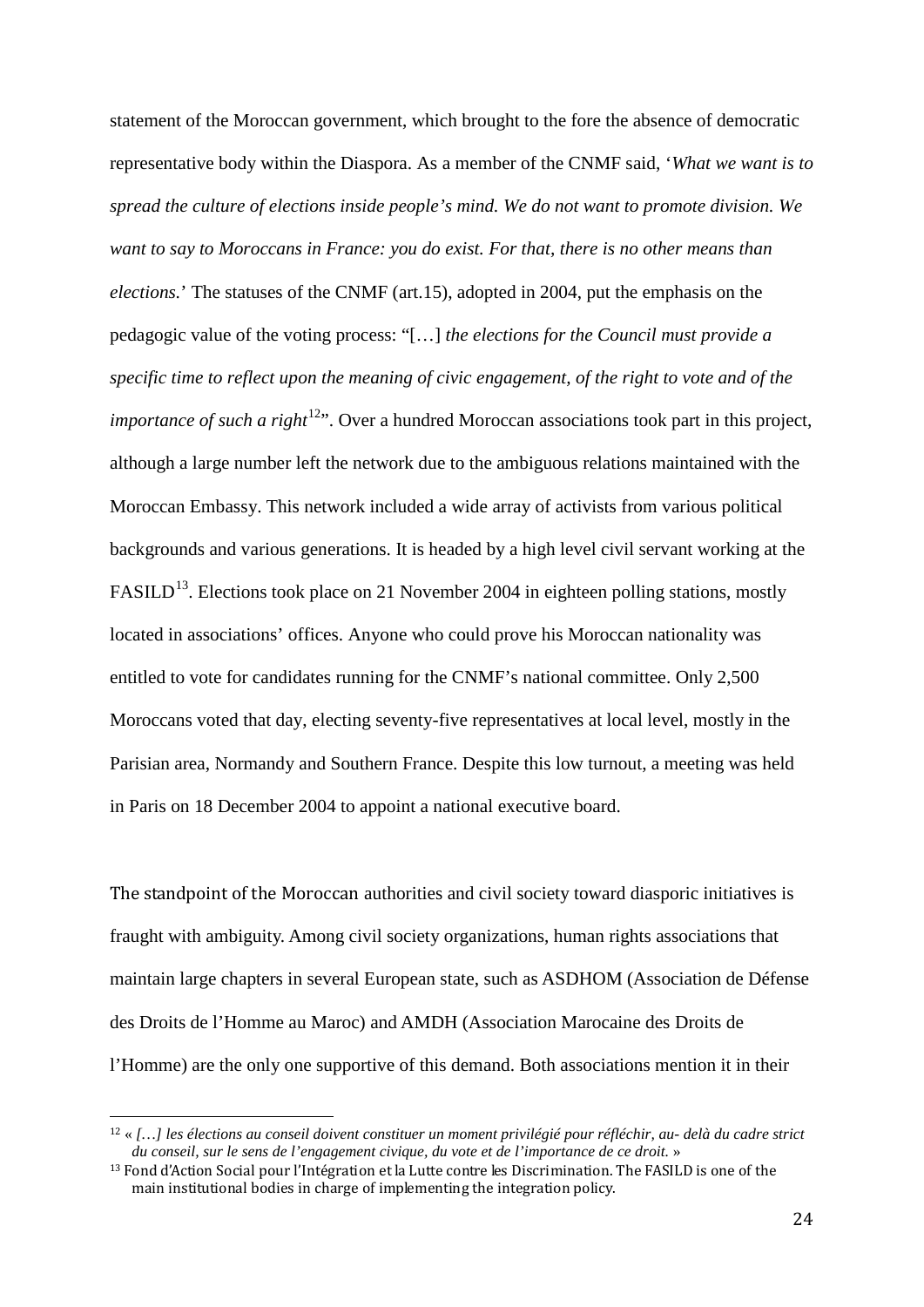statement of the Moroccan government, which brought to the fore the absence of democratic representative body within the Diaspora. As a member of the CNMF said, '*What we want is to spread the culture of elections inside people's mind. We do not want to promote division. We want to say to Moroccans in France: you do exist. For that, there is no other means than elections.*' The statuses of the CNMF (art.15), adopted in 2004, put the emphasis on the pedagogic value of the voting process: "[…] *the elections for the Council must provide a specific time to reflect upon the meaning of civic engagement, of the right to vote and of the importance of such a right*[12]". Over a hundred Moroccan associations took part in this project, although a large number left the network due to the ambiguous relations maintained with the Moroccan Embassy. This network included a wide array of activists from various political backgrounds and various generations. It is headed by a high level civil servant working at the FASILD[13]. Elections took place on 21 November 2004 in eighteen polling stations, mostly located in associations' offices. Anyone who could prove his Moroccan nationality was entitled to vote for candidates running for the CNMF's national committee. Only 2,500 Moroccans voted that day, electing seventy-five representatives at local level, mostly in the Parisian area, Normandy and Southern France. Despite this low turnout, a meeting was held in Paris on 18 December 2004 to appoint a national executive board.

The standpoint of the Moroccan authorities and civil society toward diasporic initiatives is fraught with ambiguity. Among civil society organizations, human rights associations that maintain large chapters in several European state, such as ASDHOM (Association de Défense des Droits de l'Homme au Maroc) and AMDH (Association Marocaine des Droits de l'Homme) are the only one supportive of this demand. Both associations mention it in their

---

[12] « *[…] les élections au conseil doivent constituer un moment privilégié pour réfléchir, au- delà du cadre strict du conseil, sur le sens de l'engagement civique, du vote et de l'importance de ce droit.* »

[13] Fond d'Action Social pour l'Intégration et la Lutte contre les Discrimination. The FASILD is one of the main institutional bodies in charge of implementing the integration policy.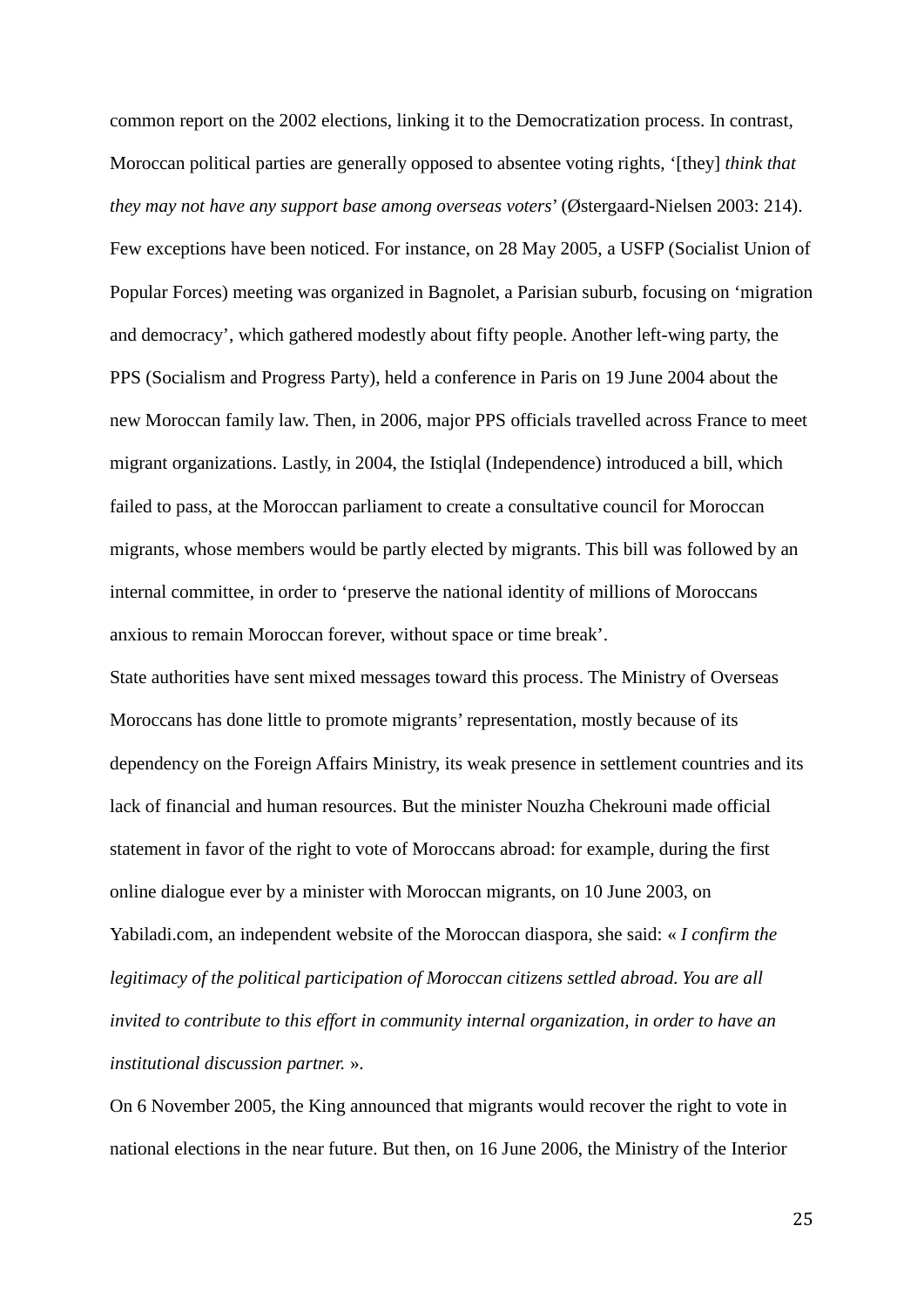common report on the 2002 elections, linking it to the Democratization process. In contrast, Moroccan political parties are generally opposed to absentee voting rights, '[they] *think that they may not have any support base among overseas voters*' (Østergaard-Nielsen 2003: 214). Few exceptions have been noticed. For instance, on 28 May 2005, a USFP (Socialist Union of Popular Forces) meeting was organized in Bagnolet, a Parisian suburb, focusing on 'migration and democracy', which gathered modestly about fifty people. Another left-wing party, the PPS (Socialism and Progress Party), held a conference in Paris on 19 June 2004 about the new Moroccan family law. Then, in 2006, major PPS officials travelled across France to meet migrant organizations. Lastly, in 2004, the Istiqlal (Independence) introduced a bill, which failed to pass, at the Moroccan parliament to create a consultative council for Moroccan migrants, whose members would be partly elected by migrants. This bill was followed by an internal committee, in order to 'preserve the national identity of millions of Moroccans anxious to remain Moroccan forever, without space or time break'.

State authorities have sent mixed messages toward this process. The Ministry of Overseas Moroccans has done little to promote migrants' representation, mostly because of its dependency on the Foreign Affairs Ministry, its weak presence in settlement countries and its lack of financial and human resources. But the minister Nouzha Chekrouni made official statement in favor of the right to vote of Moroccans abroad: for example, during the first online dialogue ever by a minister with Moroccan migrants, on 10 June 2003, on Yabiladi.com, an independent website of the Moroccan diaspora, she said: « *I confirm the legitimacy of the political participation of Moroccan citizens settled abroad. You are all invited to contribute to this effort in community internal organization, in order to have an institutional discussion partner.* ».

On 6 November 2005, the King announced that migrants would recover the right to vote in national elections in the near future. But then, on 16 June 2006, the Ministry of the Interior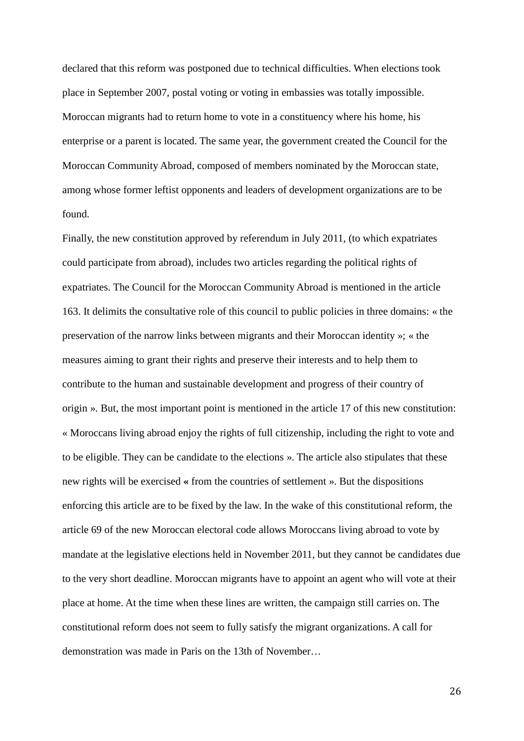declared that this reform was postponed due to technical difficulties. When elections took place in September 2007, postal voting or voting in embassies was totally impossible. Moroccan migrants had to return home to vote in a constituency where his home, his enterprise or a parent is located. The same year, the government created the Council for the Moroccan Community Abroad, composed of members nominated by the Moroccan state, among whose former leftist opponents and leaders of development organizations are to be found.

Finally, the new constitution approved by referendum in July 2011, (to which expatriates could participate from abroad), includes two articles regarding the political rights of expatriates. The Council for the Moroccan Community Abroad is mentioned in the article 163. It delimits the consultative role of this council to public policies in three domains: « the preservation of the narrow links between migrants and their Moroccan identity »; « the measures aiming to grant their rights and preserve their interests and to help them to contribute to the human and sustainable development and progress of their country of origin ». But, the most important point is mentioned in the article 17 of this new constitution: « Moroccans living abroad enjoy the rights of full citizenship, including the right to vote and to be eligible. They can be candidate to the elections ». The article also stipulates that these new rights will be exercised **«** from the countries of settlement ». But the dispositions enforcing this article are to be fixed by the law. In the wake of this constitutional reform, the article 69 of the new Moroccan electoral code allows Moroccans living abroad to vote by mandate at the legislative elections held in November 2011, but they cannot be candidates due to the very short deadline. Moroccan migrants have to appoint an agent who will vote at their place at home. At the time when these lines are written, the campaign still carries on. The constitutional reform does not seem to fully satisfy the migrant organizations. A call for demonstration was made in Paris on the 13th of November…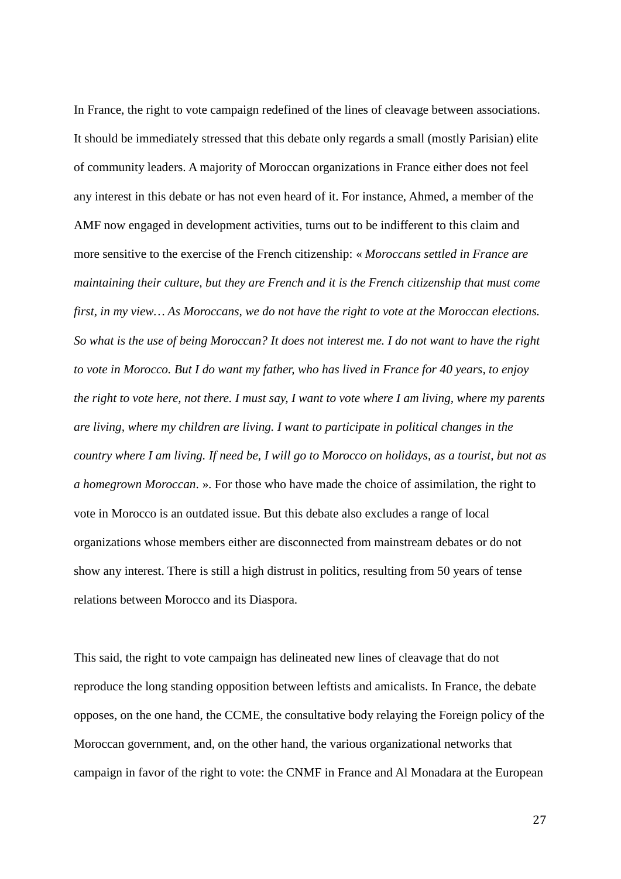In France, the right to vote campaign redefined of the lines of cleavage between associations. It should be immediately stressed that this debate only regards a small (mostly Parisian) elite of community leaders. A majority of Moroccan organizations in France either does not feel any interest in this debate or has not even heard of it. For instance, Ahmed, a member of the AMF now engaged in development activities, turns out to be indifferent to this claim and more sensitive to the exercise of the French citizenship: « *Moroccans settled in France are maintaining their culture, but they are French and it is the French citizenship that must come first, in my view… As Moroccans, we do not have the right to vote at the Moroccan elections. So what is the use of being Moroccan? It does not interest me. I do not want to have the right to vote in Morocco. But I do want my father, who has lived in France for 40 years, to enjoy the right to vote here, not there. I must say, I want to vote where I am living, where my parents are living, where my children are living. I want to participate in political changes in the country where I am living. If need be, I will go to Morocco on holidays, as a tourist, but not as a homegrown Moroccan*. ». For those who have made the choice of assimilation, the right to vote in Morocco is an outdated issue. But this debate also excludes a range of local organizations whose members either are disconnected from mainstream debates or do not show any interest. There is still a high distrust in politics, resulting from 50 years of tense relations between Morocco and its Diaspora.

This said, the right to vote campaign has delineated new lines of cleavage that do not reproduce the long standing opposition between leftists and amicalists. In France, the debate opposes, on the one hand, the CCME, the consultative body relaying the Foreign policy of the Moroccan government, and, on the other hand, the various organizational networks that campaign in favor of the right to vote: the CNMF in France and Al Monadara at the European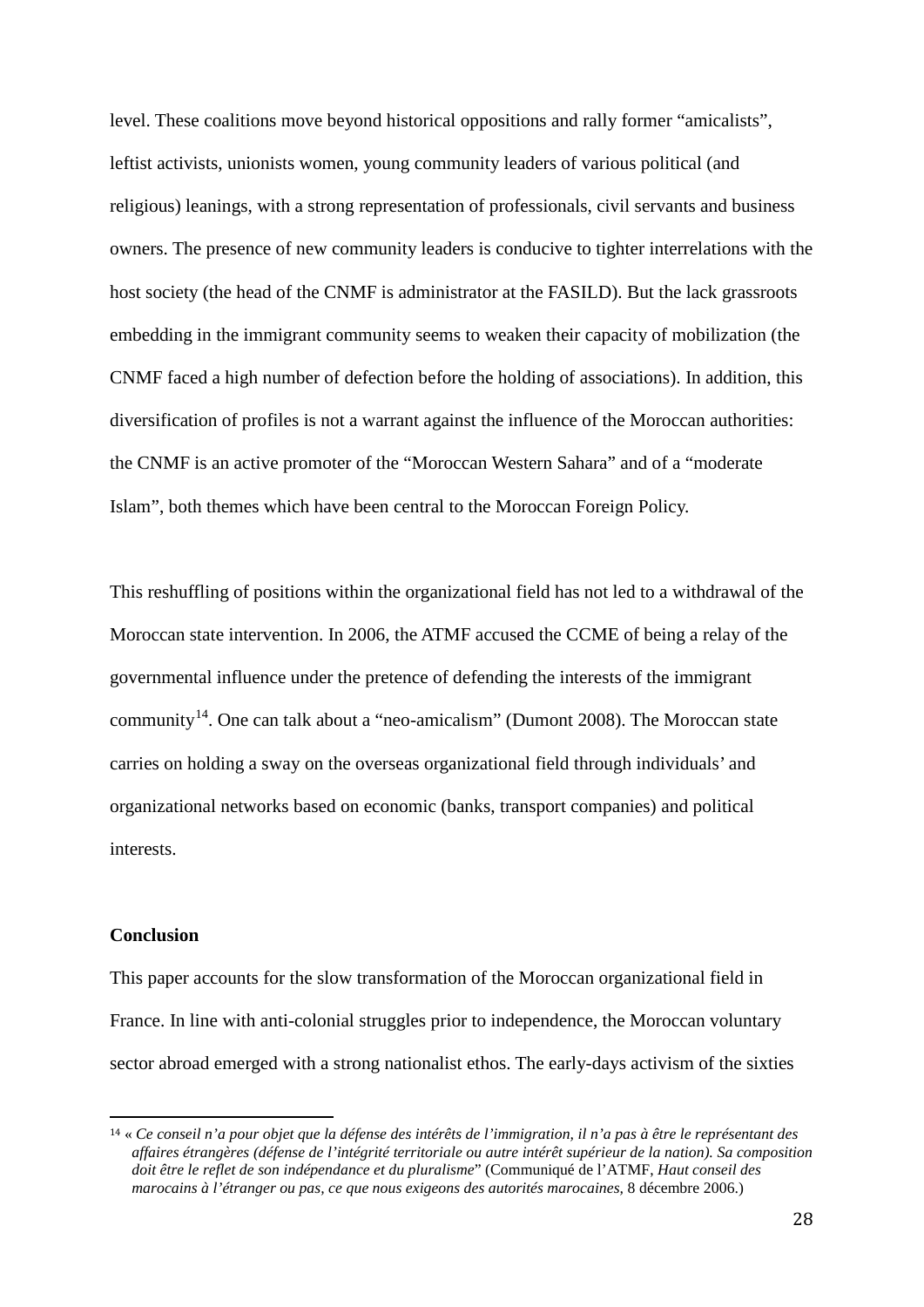level. These coalitions move beyond historical oppositions and rally former “amicalists”, leftist activists, unionists women, young community leaders of various political (and religious) leanings, with a strong representation of professionals, civil servants and business owners. The presence of new community leaders is conducive to tighter interrelations with the host society (the head of the CNMF is administrator at the FASILD). But the lack grassroots embedding in the immigrant community seems to weaken their capacity of mobilization (the CNMF faced a high number of defection before the holding of associations). In addition, this diversification of profiles is not a warrant against the influence of the Moroccan authorities: the CNMF is an active promoter of the “Moroccan Western Sahara” and of a “moderate Islam”, both themes which have been central to the Moroccan Foreign Policy.

This reshuffling of positions within the organizational field has not led to a withdrawal of the Moroccan state intervention. In 2006, the ATMF accused the CCME of being a relay of the governmental influence under the pretence of defending the interests of the immigrant community[14]. One can talk about a “neo-amicalism” (Dumont 2008). The Moroccan state carries on holding a sway on the overseas organizational field through individuals’ and organizational networks based on economic (banks, transport companies) and political interests.

**Conclusion**

This paper accounts for the slow transformation of the Moroccan organizational field in France. In line with anti-colonial struggles prior to independence, the Moroccan voluntary sector abroad emerged with a strong nationalist ethos. The early-days activism of the sixties

---

[14] « *Ce conseil n’a pour objet que la défense des intérêts de l’immigration, il n’a pas à être le représentant des affaires étrangères (défense de l’intégrité territoriale ou autre intérêt supérieur de la nation). Sa composition doit être le reflet de son indépendance et du pluralisme*” (Communiqué de l’ATMF, *Haut conseil des marocains à l’étranger ou pas, ce que nous exigeons des autorités marocaines*, 8 décembre 2006.)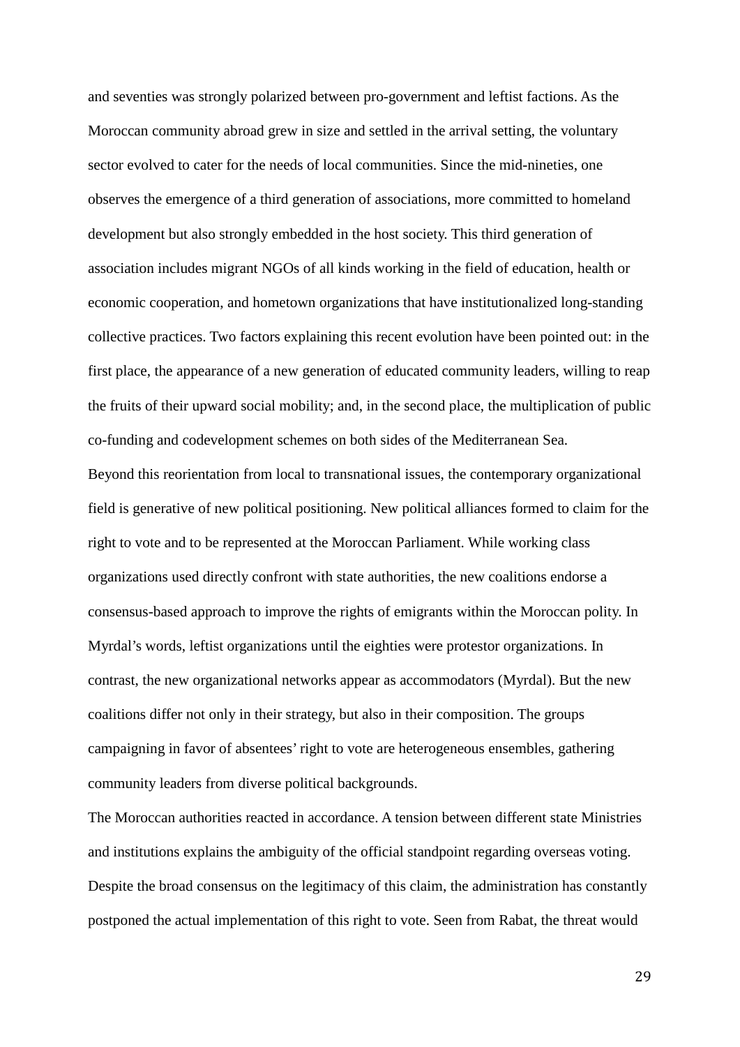and seventies was strongly polarized between pro-government and leftist factions. As the Moroccan community abroad grew in size and settled in the arrival setting, the voluntary sector evolved to cater for the needs of local communities. Since the mid-nineties, one observes the emergence of a third generation of associations, more committed to homeland development but also strongly embedded in the host society. This third generation of association includes migrant NGOs of all kinds working in the field of education, health or economic cooperation, and hometown organizations that have institutionalized long-standing collective practices. Two factors explaining this recent evolution have been pointed out: in the first place, the appearance of a new generation of educated community leaders, willing to reap the fruits of their upward social mobility; and, in the second place, the multiplication of public co-funding and codevelopment schemes on both sides of the Mediterranean Sea.

Beyond this reorientation from local to transnational issues, the contemporary organizational field is generative of new political positioning. New political alliances formed to claim for the right to vote and to be represented at the Moroccan Parliament. While working class organizations used directly confront with state authorities, the new coalitions endorse a consensus-based approach to improve the rights of emigrants within the Moroccan polity. In Myrdal's words, leftist organizations until the eighties were protestor organizations. In contrast, the new organizational networks appear as accommodators (Myrdal). But the new coalitions differ not only in their strategy, but also in their composition. The groups campaigning in favor of absentees' right to vote are heterogeneous ensembles, gathering community leaders from diverse political backgrounds.

The Moroccan authorities reacted in accordance. A tension between different state Ministries and institutions explains the ambiguity of the official standpoint regarding overseas voting. Despite the broad consensus on the legitimacy of this claim, the administration has constantly postponed the actual implementation of this right to vote. Seen from Rabat, the threat would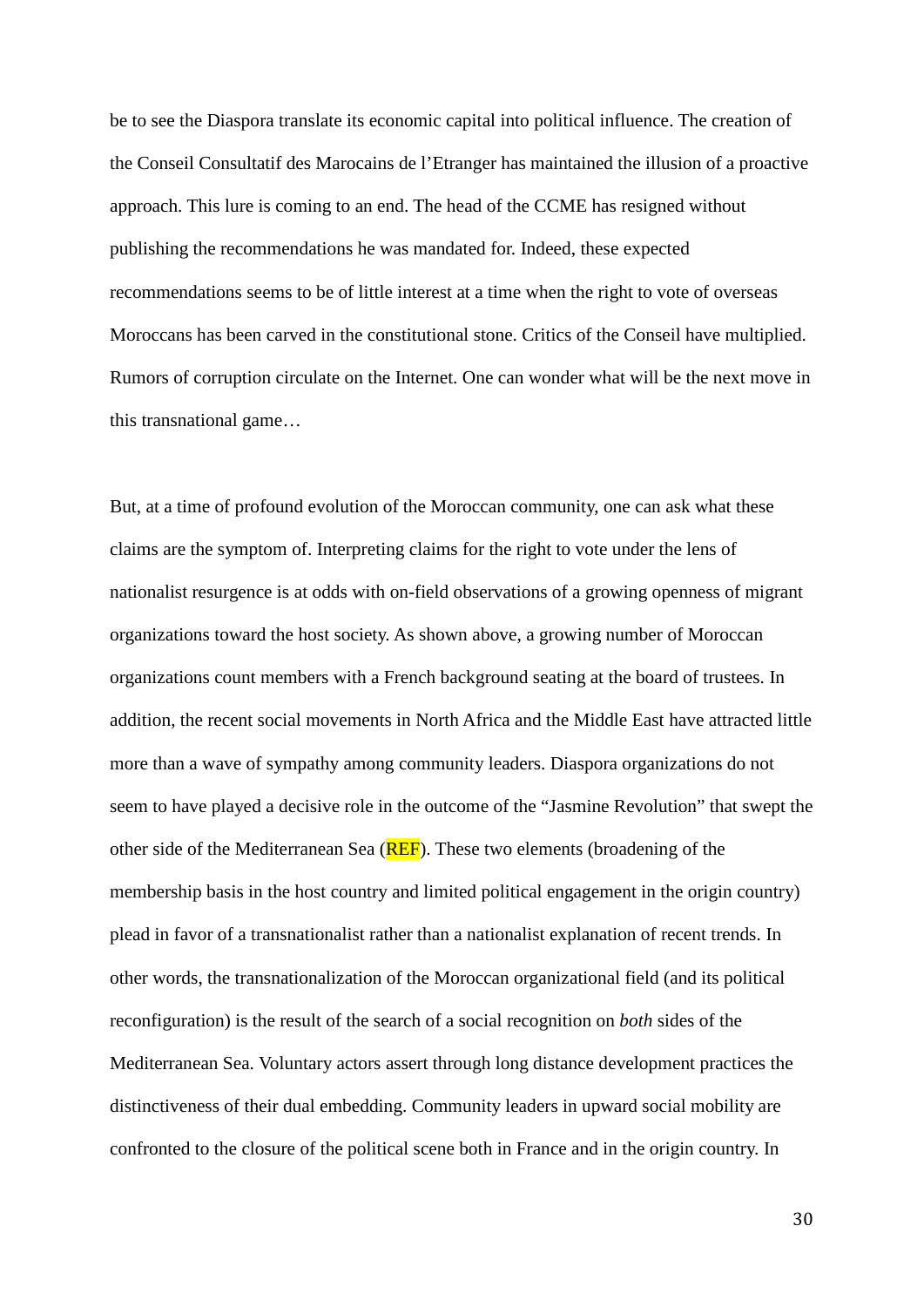be to see the Diaspora translate its economic capital into political influence. The creation of the Conseil Consultatif des Marocains de l'Etranger has maintained the illusion of a proactive approach. This lure is coming to an end. The head of the CCME has resigned without publishing the recommendations he was mandated for. Indeed, these expected recommendations seems to be of little interest at a time when the right to vote of overseas Moroccans has been carved in the constitutional stone. Critics of the Conseil have multiplied. Rumors of corruption circulate on the Internet. One can wonder what will be the next move in this transnational game…

But, at a time of profound evolution of the Moroccan community, one can ask what these claims are the symptom of. Interpreting claims for the right to vote under the lens of nationalist resurgence is at odds with on-field observations of a growing openness of migrant organizations toward the host society. As shown above, a growing number of Moroccan organizations count members with a French background seating at the board of trustees. In addition, the recent social movements in North Africa and the Middle East have attracted little more than a wave of sympathy among community leaders. Diaspora organizations do not seem to have played a decisive role in the outcome of the "Jasmine Revolution" that swept the other side of the Mediterranean Sea (REF). These two elements (broadening of the membership basis in the host country and limited political engagement in the origin country) plead in favor of a transnationalist rather than a nationalist explanation of recent trends. In other words, the transnationalization of the Moroccan organizational field (and its political reconfiguration) is the result of the search of a social recognition on *both* sides of the Mediterranean Sea. Voluntary actors assert through long distance development practices the distinctiveness of their dual embedding. Community leaders in upward social mobility are confronted to the closure of the political scene both in France and in the origin country. In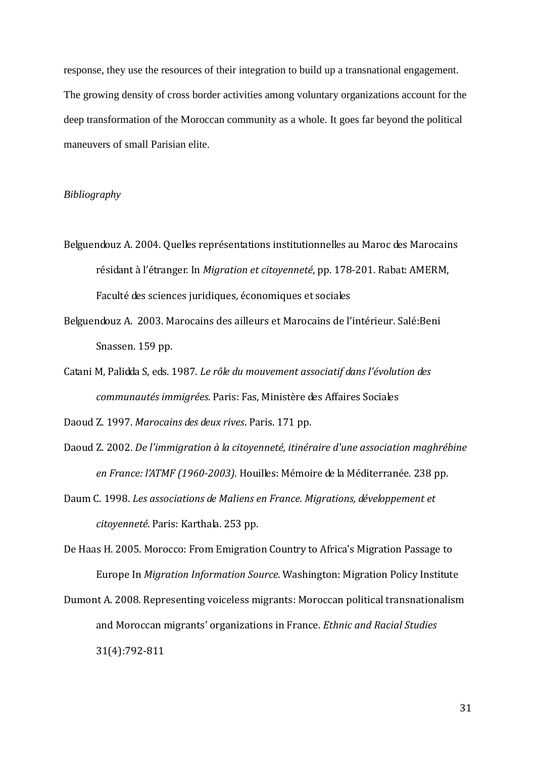response, they use the resources of their integration to build up a transnational engagement. The growing density of cross border activities among voluntary organizations account for the deep transformation of the Moroccan community as a whole. It goes far beyond the political maneuvers of small Parisian elite.

*Bibliography*

Belguendouz A. 2004. Quelles représentations institutionnelles au Maroc des Marocains résidant à l'étranger. In *Migration et citoyenneté*, pp. 178-201. Rabat: AMERM, Faculté des sciences juridiques, économiques et sociales

Belguendouz A.  2003. Marocains des ailleurs et Marocains de l'intérieur. Salé:Beni Snassen. 159 pp.

Catani M, Palidda S, eds. 1987. *Le rôle du mouvement associatif dans l'évolution des communautés immigrées*. Paris: Fas, Ministère des Affaires Sociales

Daoud Z. 1997. *Marocains des deux rives*. Paris. 171 pp.

Daoud Z. 2002. *De l'immigration à la citoyenneté, itinéraire d'une association maghrébine en France: l'ATMF (1960-2003)*. Houilles: Mémoire de la Méditerranée. 238 pp.

Daum C. 1998. *Les associations de Maliens en France. Migrations, développement et citoyenneté*. Paris: Karthala. 253 pp.

De Haas H. 2005. Morocco: From Emigration Country to Africa's Migration Passage to Europe In *Migration Information Source*. Washington: Migration Policy Institute

Dumont A. 2008. Representing voiceless migrants: Moroccan political transnationalism and Moroccan migrants' organizations in France. *Ethnic and Racial Studies* 31(4):792-811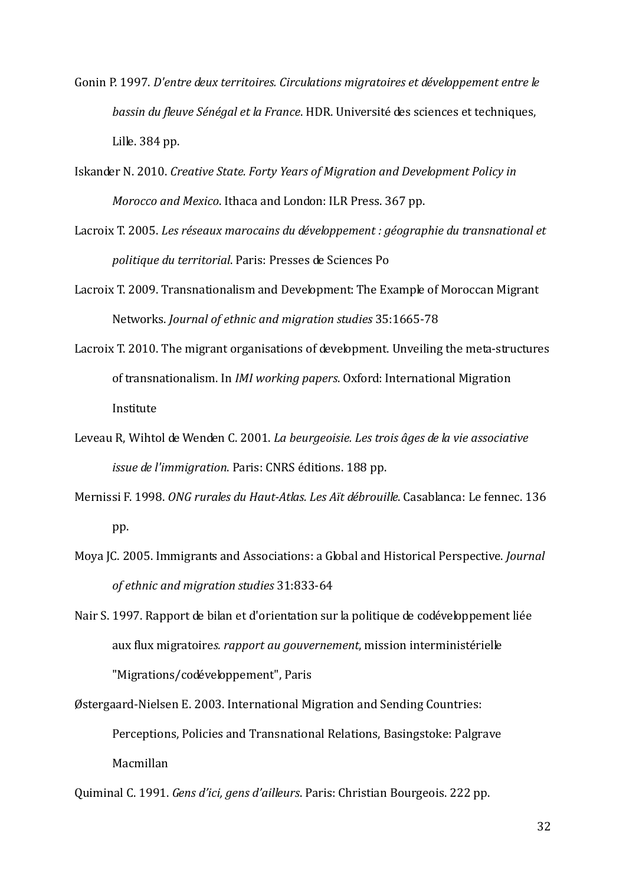Gonin P. 1997. *D'entre deux territoires. Circulations migratoires et développement entre le bassin du fleuve Sénégal et la France*. HDR. Université des sciences et techniques, Lille. 384 pp.

Iskander N. 2010. *Creative State. Forty Years of Migration and Development Policy in Morocco and Mexico*. Ithaca and London: ILR Press. 367 pp.

Lacroix T. 2005. *Les réseaux marocains du développement : géographie du transnational et politique du territorial*. Paris: Presses de Sciences Po

Lacroix T. 2009. Transnationalism and Development: The Example of Moroccan Migrant Networks. *Journal of ethnic and migration studies* 35:1665-78

Lacroix T. 2010. The migrant organisations of development. Unveiling the meta-structures of transnationalism. In *IMI working papers*. Oxford: International Migration Institute

Leveau R, Wihtol de Wenden C. 2001. *La beurgeoisie. Les trois âges de la vie associative issue de l'immigration*. Paris: CNRS éditions. 188 pp.

Mernissi F. 1998. *ONG rurales du Haut-Atlas. Les Aït débrouille*. Casablanca: Le fennec. 136 pp.

Moya JC. 2005. Immigrants and Associations: a Global and Historical Perspective. *Journal of ethnic and migration studies* 31:833-64

Nair S. 1997. Rapport de bilan et d'orientation sur la politique de codéveloppement liée aux flux migratoire*s. rapport au gouvernement*, mission interministérielle "Migrations/codéveloppement", Paris

Østergaard-Nielsen E. 2003. International Migration and Sending Countries: Perceptions, Policies and Transnational Relations, Basingstoke: Palgrave Macmillan

Quiminal C. 1991. *Gens d'ici, gens d'ailleurs*. Paris: Christian Bourgeois. 222 pp.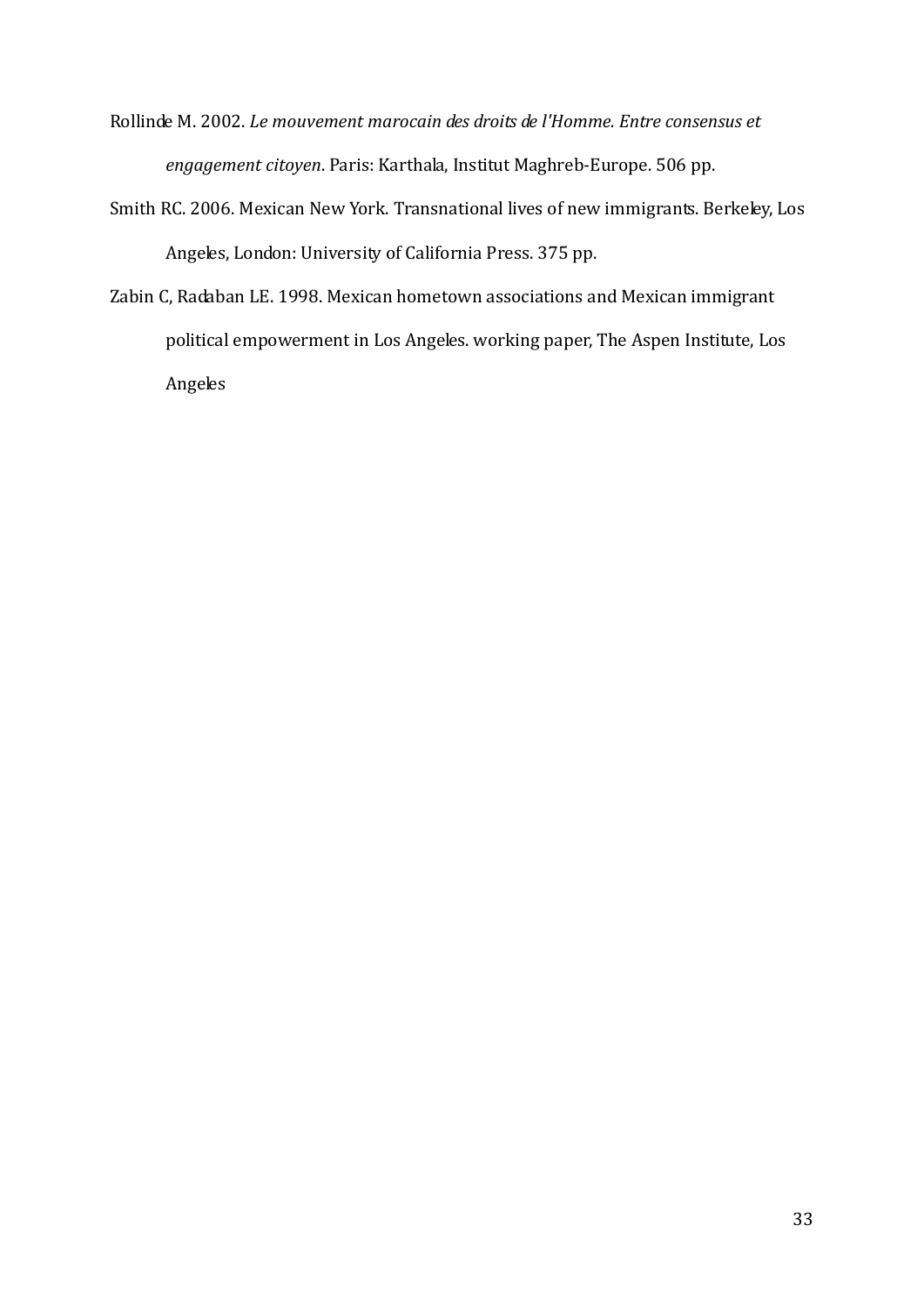Rollinde M. 2002. *Le mouvement marocain des droits de l'Homme. Entre consensus et engagement citoyen*. Paris: Karthala, Institut Maghreb-Europe. 506 pp.

Smith RC. 2006. Mexican New York. Transnational lives of new immigrants. Berkeley, Los Angeles, London: University of California Press. 375 pp.

Zabin C, Radaban LE. 1998. Mexican hometown associations and Mexican immigrant political empowerment in Los Angeles. working paper, The Aspen Institute, Los Angeles